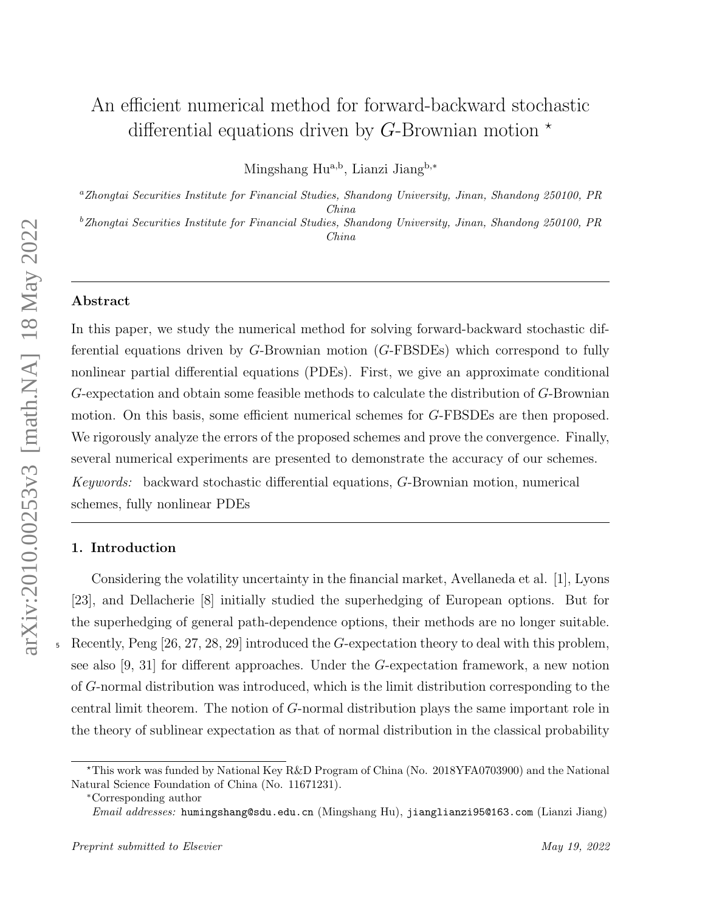# An efficient numerical method for forward-backward stochastic differential equations driven by $G$-Brownian motion ⋆

Mingshang Hu[a,b], Lianzi Jiang[b,∗]

[a] *Zhongtai Securities Institute for Financial Studies, Shandong University, Jinan, Shandong 250100, PR China*

[b] *Zhongtai Securities Institute for Financial Studies, Shandong University, Jinan, Shandong 250100, PR China*

---

**Abstract**

In this paper, we study the numerical method for solving forward-backward stochastic differential equations driven by $G$-Brownian motion ($G$-FBSDEs) which correspond to fully nonlinear partial differential equations (PDEs). First, we give an approximate conditional $G$-expectation and obtain some feasible methods to calculate the distribution of $G$-Brownian motion. On this basis, some efficient numerical schemes for $G$-FBSDEs are then proposed. We rigorously analyze the errors of the proposed schemes and prove the convergence. Finally, several numerical experiments are presented to demonstrate the accuracy of our schemes.

*Keywords:* backward stochastic differential equations, $G$-Brownian motion, numerical schemes, fully nonlinear PDEs

---

## 1. Introduction

Considering the volatility uncertainty in the financial market, Avellaneda et al. [1], Lyons [23], and Dellacherie [8] initially studied the superhedging of European options. But for the superhedging of general path-dependence options, their methods are no longer suitable. Recently, Peng [26, 27, 28, 29] introduced the $G$-expectation theory to deal with this problem, see also [9, 31] for different approaches. Under the $G$-expectation framework, a new notion of $G$-normal distribution was introduced, which is the limit distribution corresponding to the central limit theorem. The notion of $G$-normal distribution plays the same important role in the theory of sublinear expectation as that of normal distribution in the classical probability

⋆This work was funded by National Key R&D Program of China (No. 2018YFA0703900) and the National Natural Science Foundation of China (No. 11671231).

∗Corresponding author

*Email addresses:* humingshang@sdu.edu.cn (Mingshang Hu), jianglianzi95@163.com (Lianzi Jiang)

*Preprint submitted to Elsevier* *May 19, 2022*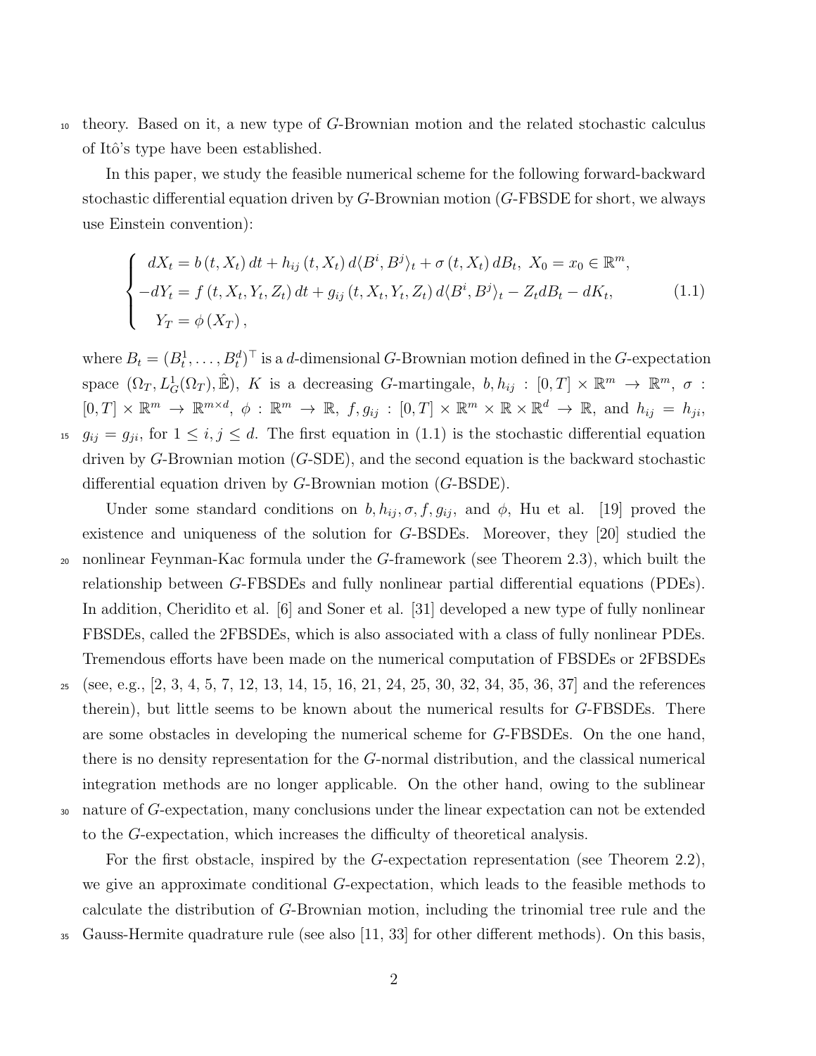theory. Based on it, a new type of $G$-Brownian motion and the related stochastic calculus of Itô's type have been established.

In this paper, we study the feasible numerical scheme for the following forward-backward stochastic differential equation driven by $G$-Brownian motion ($G$-FBSDE for short, we always use Einstein convention):

$$
\begin{cases}
dX_t = b\left(t, X_t\right) dt + h_{ij}\left(t, X_t\right) d\langle B^i, B^j\rangle_t + \sigma\left(t, X_t\right) dB_t, \; X_0 = x_0 \in \mathbb{R}^m, \\
-dY_t = f\left(t, X_t, Y_t, Z_t\right) dt + g_{ij}\left(t, X_t, Y_t, Z_t\right) d\langle B^i, B^j\rangle_t - Z_t dB_t - dK_t, \\
\quad Y_T = \phi\left(X_T\right),
\end{cases}
\tag{1.1}
$$

where $B_t = (B_t^1, \ldots, B_t^d)^\top$ is a $d$-dimensional $G$-Brownian motion defined in the $G$-expectation space $(\Omega_T, L_G^1(\Omega_T), \hat{\mathbb{E}})$, $K$ is a decreasing $G$-martingale, $b, h_{ij} : [0,T] \times \mathbb{R}^m \to \mathbb{R}^m$, $\sigma : [0,T] \times \mathbb{R}^m \to \mathbb{R}^{m\times d}$, $\phi : \mathbb{R}^m \to \mathbb{R}$, $f, g_{ij} : [0,T] \times \mathbb{R}^m \times \mathbb{R} \times \mathbb{R}^d \to \mathbb{R}$, and $h_{ij} = h_{ji}$, $g_{ij} = g_{ji}$, for $1 \le i, j \le d$. The first equation in (1.1) is the stochastic differential equation driven by $G$-Brownian motion ($G$-SDE), and the second equation is the backward stochastic differential equation driven by $G$-Brownian motion ($G$-BSDE).

Under some standard conditions on $b, h_{ij}, \sigma, f, g_{ij}$, and $\phi$, Hu et al. [19] proved the existence and uniqueness of the solution for $G$-BSDEs. Moreover, they [20] studied the nonlinear Feynman-Kac formula under the $G$-framework (see Theorem 2.3), which built the relationship between $G$-FBSDEs and fully nonlinear partial differential equations (PDEs). In addition, Cheridito et al. [6] and Soner et al. [31] developed a new type of fully nonlinear FBSDEs, called the 2FBSDEs, which is also associated with a class of fully nonlinear PDEs. Tremendous efforts have been made on the numerical computation of FBSDEs or 2FBSDEs (see, e.g., [2, 3, 4, 5, 7, 12, 13, 14, 15, 16, 21, 24, 25, 30, 32, 34, 35, 36, 37] and the references therein), but little seems to be known about the numerical results for $G$-FBSDEs. There are some obstacles in developing the numerical scheme for $G$-FBSDEs. On the one hand, there is no density representation for the $G$-normal distribution, and the classical numerical integration methods are no longer applicable. On the other hand, owing to the sublinear nature of $G$-expectation, many conclusions under the linear expectation can not be extended to the $G$-expectation, which increases the difficulty of theoretical analysis.

For the first obstacle, inspired by the $G$-expectation representation (see Theorem 2.2), we give an approximate conditional $G$-expectation, which leads to the feasible methods to calculate the distribution of $G$-Brownian motion, including the trinomial tree rule and the Gauss-Hermite quadrature rule (see also [11, 33] for other different methods). On this basis,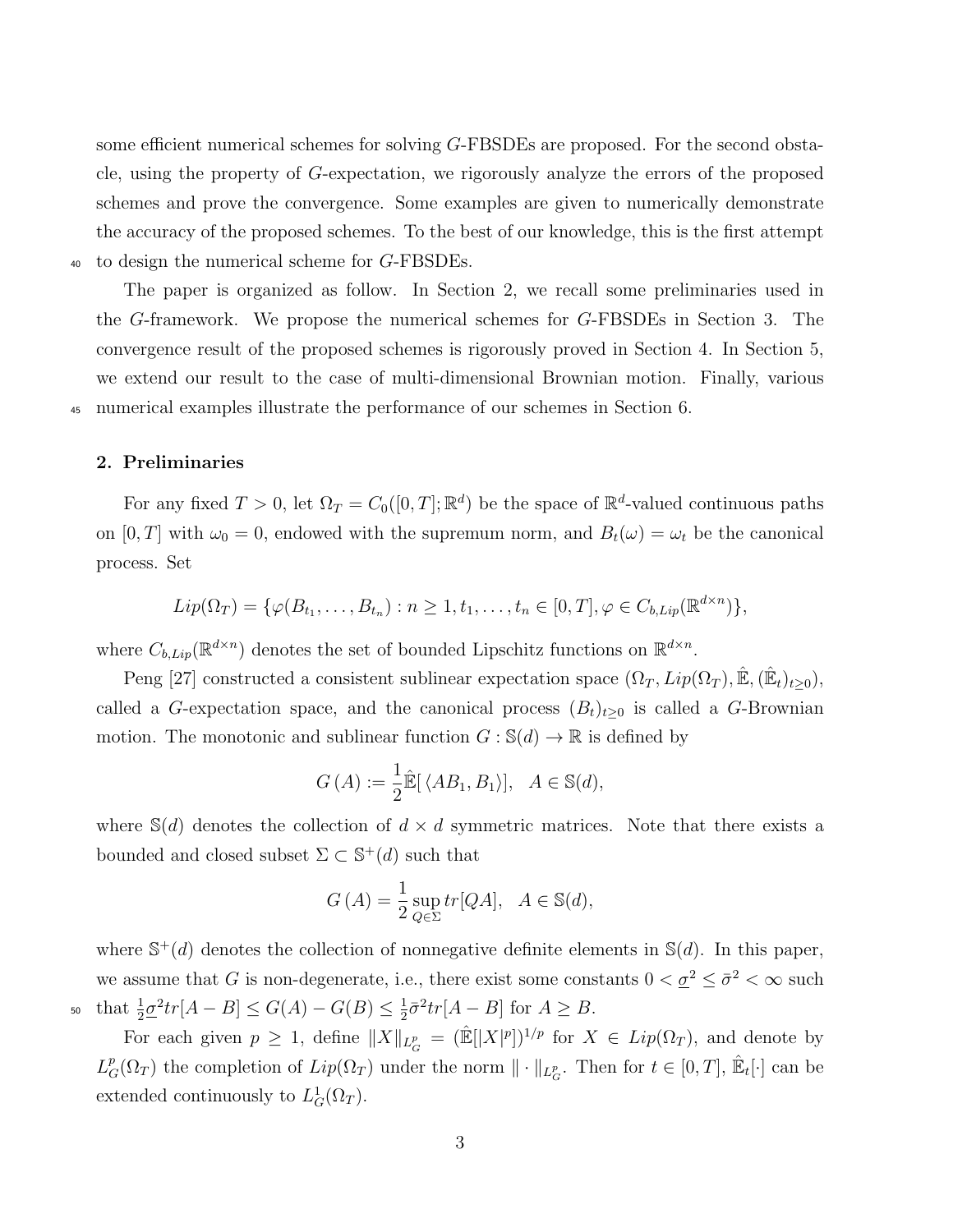some efficient numerical schemes for solving $G$-FBSDEs are proposed. For the second obstacle, using the property of $G$-expectation, we rigorously analyze the errors of the proposed schemes and prove the convergence. Some examples are given to numerically demonstrate the accuracy of the proposed schemes. To the best of our knowledge, this is the first attempt to design the numerical scheme for $G$-FBSDEs.

The paper is organized as follow. In Section 2, we recall some preliminaries used in the $G$-framework. We propose the numerical schemes for $G$-FBSDEs in Section 3. The convergence result of the proposed schemes is rigorously proved in Section 4. In Section 5, we extend our result to the case of multi-dimensional Brownian motion. Finally, various numerical examples illustrate the performance of our schemes in Section 6.

## 2. Preliminaries

For any fixed $T > 0$, let $\Omega_T = C_0([0,T];\mathbb{R}^d)$ be the space of $\mathbb{R}^d$-valued continuous paths on $[0,T]$ with $\omega_0 = 0$, endowed with the supremum norm, and $B_t(\omega) = \omega_t$ be the canonical process. Set

$$Lip(\Omega_T) = \{\varphi(B_{t_1}, \ldots, B_{t_n}) : n \geq 1, t_1, \ldots, t_n \in [0,T], \varphi \in C_{b,Lip}(\mathbb{R}^{d\times n})\},$$

where $C_{b,Lip}(\mathbb{R}^{d\times n})$ denotes the set of bounded Lipschitz functions on $\mathbb{R}^{d\times n}$.

Peng [27] constructed a consistent sublinear expectation space $(\Omega_T, Lip(\Omega_T), \hat{\mathbb{E}}, (\hat{\mathbb{E}}_t)_{t\geq 0})$, called a $G$-expectation space, and the canonical process $(B_t)_{t\geq 0}$ is called a $G$-Brownian motion. The monotonic and sublinear function $G : \mathbb{S}(d) \to \mathbb{R}$ is defined by

$$G(A) := \frac{1}{2}\hat{\mathbb{E}}[\langle AB_1, B_1\rangle], \quad A \in \mathbb{S}(d),$$

where $\mathbb{S}(d)$ denotes the collection of $d \times d$ symmetric matrices. Note that there exists a bounded and closed subset $\Sigma \subset \mathbb{S}^+(d)$ such that

$$G(A) = \frac{1}{2}\sup_{Q\in\Sigma} tr[QA], \quad A \in \mathbb{S}(d),$$

where $\mathbb{S}^+(d)$ denotes the collection of nonnegative definite elements in $\mathbb{S}(d)$. In this paper, we assume that $G$ is non-degenerate, i.e., there exist some constants $0 < \underline{\sigma}^2 \leq \bar{\sigma}^2 < \infty$ such that $\frac{1}{2}\underline{\sigma}^2 tr[A-B] \leq G(A) - G(B) \leq \frac{1}{2}\bar{\sigma}^2 tr[A-B]$ for $A \geq B$.

For each given $p \geq 1$, define $\|X\|_{L_G^p} = (\hat{\mathbb{E}}[|X|^p])^{1/p}$ for $X \in Lip(\Omega_T)$, and denote by $L_G^p(\Omega_T)$ the completion of $Lip(\Omega_T)$ under the norm $\|\cdot\|_{L_G^p}$. Then for $t \in [0,T]$, $\hat{\mathbb{E}}_t[\cdot]$ can be extended continuously to $L_G^1(\Omega_T)$.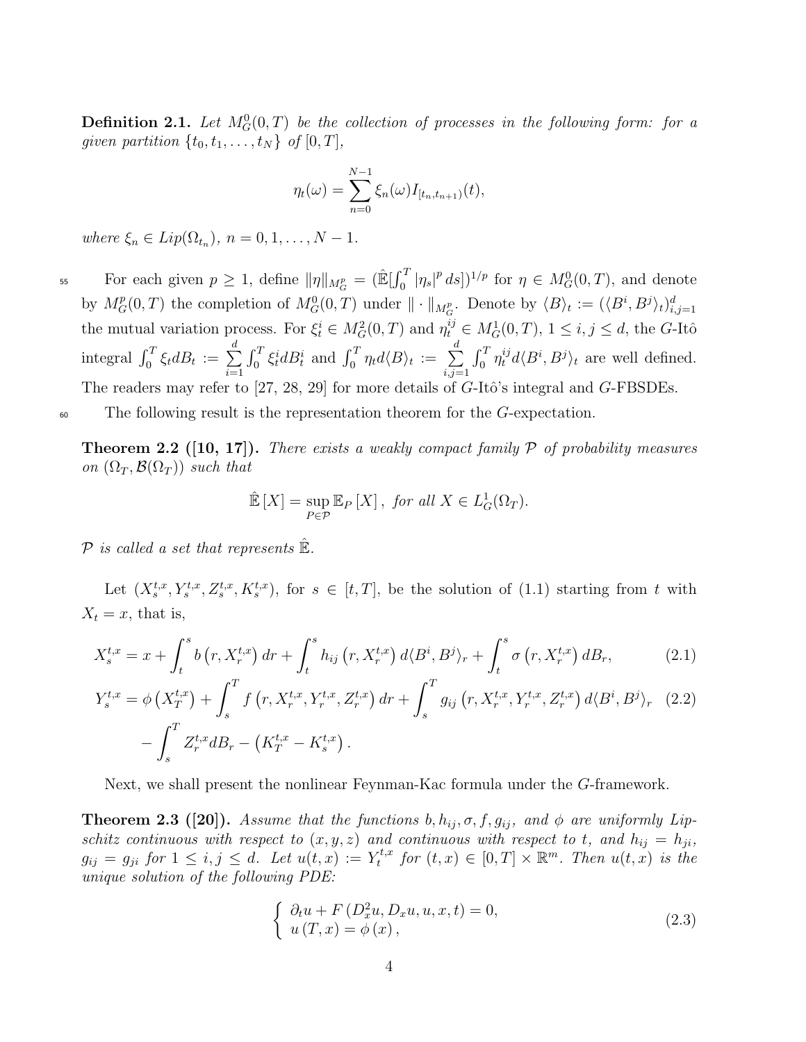**Definition 2.1.** *Let $M_G^0(0,T)$ be the collection of processes in the following form: for a given partition $\{t_0, t_1, \ldots, t_N\}$ of $[0,T]$,*

$$\eta_t(\omega) = \sum_{n=0}^{N-1} \xi_n(\omega) I_{[t_n, t_{n+1})}(t),$$

*where $\xi_n \in Lip(\Omega_{t_n})$, $n = 0, 1, \ldots, N-1$.*

For each given $p \geq 1$, define $\|\eta\|_{M_G^p} = (\hat{\mathbb{E}}[\int_0^T |\eta_s|^p \, ds])^{1/p}$ for $\eta \in M_G^0(0,T)$, and denote by $M_G^p(0,T)$ the completion of $M_G^0(0,T)$ under $\|\cdot\|_{M_G^p}$. Denote by $\langle B \rangle_t := (\langle B^i, B^j \rangle_t)_{i,j=1}^d$ the mutual variation process. For $\xi_t^i \in M_G^2(0,T)$ and $\eta_t^{ij} \in M_G^1(0,T)$, $1 \leq i,j \leq d$, the $G$-Itô integral $\int_0^T \xi_t dB_t := \sum_{i=1}^{d} \int_0^T \xi_t^i dB_t^i$ and $\int_0^T \eta_t d\langle B \rangle_t := \sum_{i,j=1}^{d} \int_0^T \eta_t^{ij} d\langle B^i, B^j \rangle_t$ are well defined. The readers may refer to [27, 28, 29] for more details of $G$-Itô's integral and $G$-FBSDEs.

The following result is the representation theorem for the $G$-expectation.

**Theorem 2.2 ([10, 17]).** *There exists a weakly compact family $\mathcal{P}$ of probability measures on $(\Omega_T, \mathcal{B}(\Omega_T))$ such that*

$$\hat{\mathbb{E}}[X] = \sup_{P \in \mathcal{P}} \mathbb{E}_P[X], \text{ for all } X \in L_G^1(\Omega_T).$$

*$\mathcal{P}$ is called a set that represents $\hat{\mathbb{E}}$.*

Let $(X_s^{t,x}, Y_s^{t,x}, Z_s^{t,x}, K_s^{t,x})$, for $s \in [t,T]$, be the solution of (1.1) starting from $t$ with $X_t = x$, that is,

$$X_s^{t,x} = x + \int_t^s b\left(r, X_r^{t,x}\right) dr + \int_t^s h_{ij}\left(r, X_r^{t,x}\right) d\langle B^i, B^j \rangle_r + \int_t^s \sigma\left(r, X_r^{t,x}\right) dB_r, \tag{2.1}$$

$$\begin{aligned} Y_s^{t,x} = {} & \phi\left(X_T^{t,x}\right) + \int_s^T f\left(r, X_r^{t,x}, Y_r^{t,x}, Z_r^{t,x}\right) dr + \int_s^T g_{ij}\left(r, X_r^{t,x}, Y_r^{t,x}, Z_r^{t,x}\right) d\langle B^i, B^j \rangle_r \\ & - \int_s^T Z_r^{t,x} dB_r - \left(K_T^{t,x} - K_s^{t,x}\right). \end{aligned} \tag{2.2}$$

Next, we shall present the nonlinear Feynman-Kac formula under the $G$-framework.

**Theorem 2.3 ([20]).** *Assume that the functions $b, h_{ij}, \sigma, f, g_{ij}$, and $\phi$ are uniformly Lipschitz continuous with respect to $(x,y,z)$ and continuous with respect to $t$, and $h_{ij} = h_{ji}$, $g_{ij} = g_{ji}$ for $1 \leq i,j \leq d$. Let $u(t,x) := Y_t^{t,x}$ for $(t,x) \in [0,T] \times \mathbb{R}^m$. Then $u(t,x)$ is the unique solution of the following PDE:*

$$\begin{cases} \partial_t u + F\left(D_x^2 u, D_x u, u, x, t\right) = 0, \\ u(T,x) = \phi(x), \end{cases} \tag{2.3}$$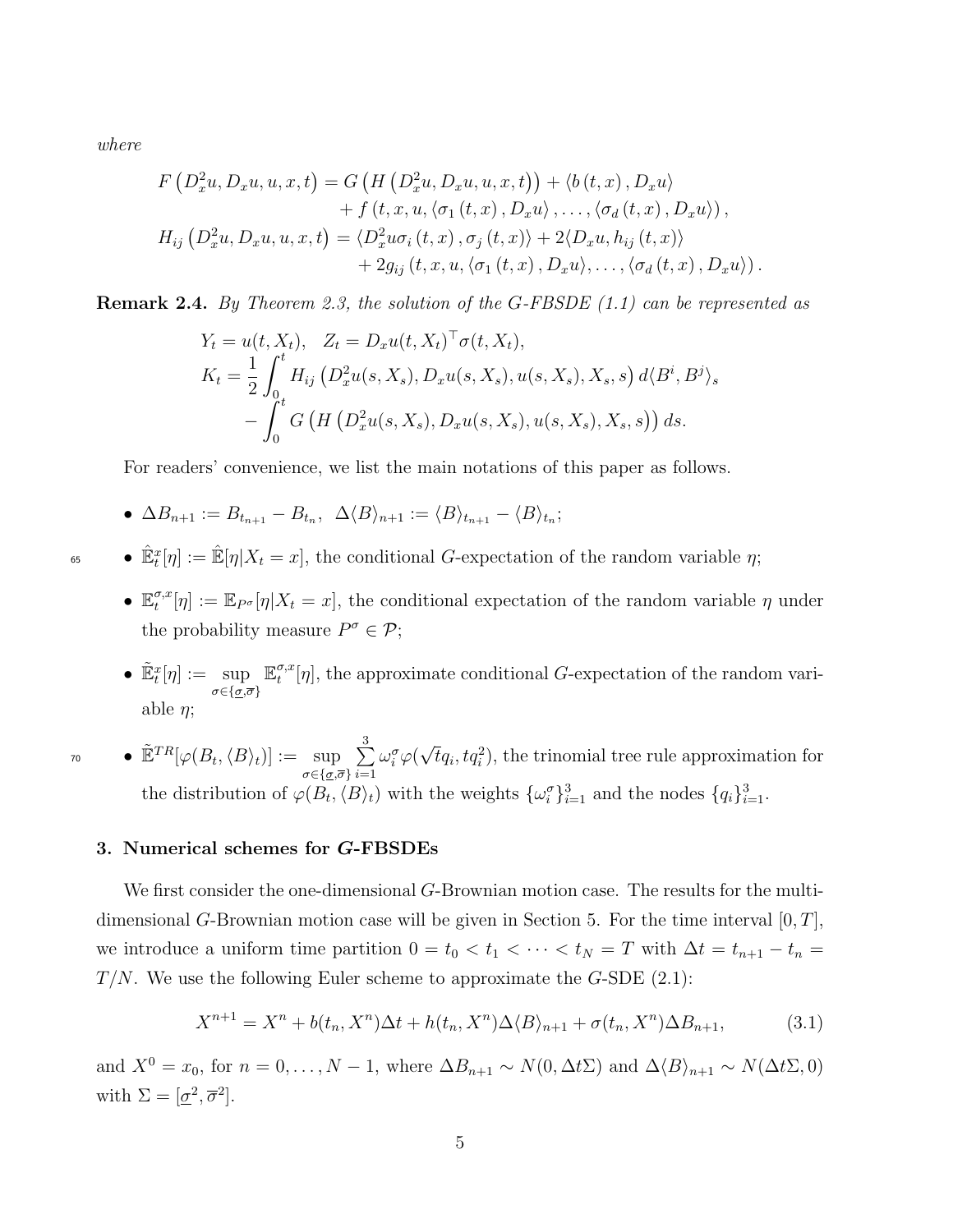*where*

$$
\begin{aligned}
F\left(D_x^2 u, D_x u, u, x, t\right) &= G\left(H\left(D_x^2 u, D_x u, u, x, t\right)\right) + \langle b\left(t, x\right), D_x u\rangle \\
&\quad + f\left(t, x, u, \langle \sigma_1\left(t, x\right), D_x u\rangle, \ldots, \langle \sigma_d\left(t, x\right), D_x u\rangle\right), \\
H_{ij}\left(D_x^2 u, D_x u, u, x, t\right) &= \langle D_x^2 u \sigma_i\left(t, x\right), \sigma_j\left(t, x\right)\rangle + 2\langle D_x u, h_{ij}\left(t, x\right)\rangle \\
&\quad + 2 g_{ij}\left(t, x, u, \langle \sigma_1\left(t, x\right), D_x u\rangle, \ldots, \langle \sigma_d\left(t, x\right), D_x u\rangle\right).
\end{aligned}
$$

**Remark 2.4.** *By Theorem 2.3, the solution of the G-FBSDE (1.1) can be represented as*

$$
\begin{aligned}
&Y_t = u(t, X_t), \quad Z_t = D_x u(t, X_t)^\top \sigma(t, X_t), \\
&K_t = \frac{1}{2}\int_0^t H_{ij}\left(D_x^2 u(s, X_s), D_x u(s, X_s), u(s, X_s), X_s, s\right) d\langle B^i, B^j\rangle_s \\
&\qquad - \int_0^t G\left(H\left(D_x^2 u(s, X_s), D_x u(s, X_s), u(s, X_s), X_s, s\right)\right) ds.
\end{aligned}
$$

For readers' convenience, we list the main notations of this paper as follows.

- $\Delta B_{n+1} := B_{t_{n+1}} - B_{t_n}$, $\Delta\langle B\rangle_{n+1} := \langle B\rangle_{t_{n+1}} - \langle B\rangle_{t_n}$;
- $\hat{\mathbb{E}}_t^x[\eta] := \hat{\mathbb{E}}[\eta | X_t = x]$, the conditional $G$-expectation of the random variable $\eta$;
- $\mathbb{E}_t^{\sigma,x}[\eta] := \mathbb{E}_{P^\sigma}[\eta | X_t = x]$, the conditional expectation of the random variable $\eta$ under the probability measure $P^\sigma \in \mathcal{P}$;
- $\tilde{\mathbb{E}}_t^x[\eta] := \sup_{\sigma \in \{\underline{\sigma}, \overline{\sigma}\}} \mathbb{E}_t^{\sigma,x}[\eta]$, the approximate conditional $G$-expectation of the random variable $\eta$;
- $\tilde{\mathbb{E}}^{TR}[\varphi(B_t, \langle B\rangle_t)] := \sup_{\sigma \in \{\underline{\sigma}, \overline{\sigma}\}} \sum_{i=1}^{3} \omega_i^\sigma \varphi(\sqrt{t} q_i, t q_i^2)$, the trinomial tree rule approximation for the distribution of $\varphi(B_t, \langle B\rangle_t)$ with the weights $\{\omega_i^\sigma\}_{i=1}^3$ and the nodes $\{q_i\}_{i=1}^3$.

## 3. Numerical schemes for *G*-FBSDEs

We first consider the one-dimensional $G$-Brownian motion case. The results for the multi-dimensional $G$-Brownian motion case will be given in Section 5. For the time interval $[0, T]$, we introduce a uniform time partition $0 = t_0 < t_1 < \cdots < t_N = T$ with $\Delta t = t_{n+1} - t_n = T/N$. We use the following Euler scheme to approximate the $G$-SDE (2.1):

$$
X^{n+1} = X^n + b(t_n, X^n)\Delta t + h(t_n, X^n)\Delta\langle B\rangle_{n+1} + \sigma(t_n, X^n)\Delta B_{n+1}, \tag{3.1}
$$

and $X^0 = x_0$, for $n = 0, \ldots, N-1$, where $\Delta B_{n+1} \sim N(0, \Delta t\Sigma)$ and $\Delta\langle B\rangle_{n+1} \sim N(\Delta t\Sigma, 0)$ with $\Sigma = [\underline{\sigma}^2, \overline{\sigma}^2]$.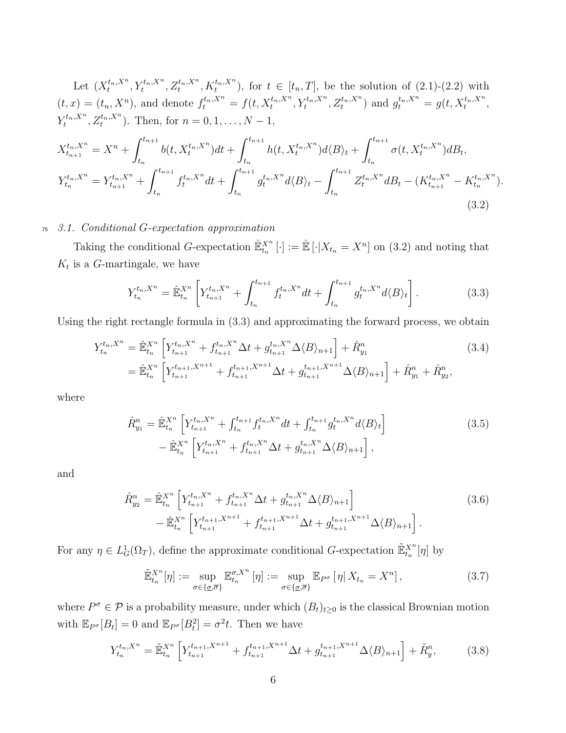Let $(X_t^{t_n,X^n}, Y_t^{t_n,X^n}, Z_t^{t_n,X^n}, K_t^{t_n,X^n})$, for $t \in [t_n, T]$, be the solution of (2.1)-(2.2) with $(t,x) = (t_n, X^n)$, and denote $f_t^{t_n,X^n} = f(t, X_t^{t_n,X^n}, Y_t^{t_n,X^n}, Z_t^{t_n,X^n})$ and $g_t^{t_n,X^n} = g(t, X_t^{t_n,X^n}, Y_t^{t_n,X^n}, Z_t^{t_n,X^n})$. Then, for $n = 0, 1, \ldots, N-1$,

$$
\begin{aligned}
X_{t_{n+1}}^{t_n,X^n} &= X^n + \int_{t_n}^{t_{n+1}} b(t, X_t^{t_n,X^n})dt + \int_{t_n}^{t_{n+1}} h(t, X_t^{t_n,X^n})d\langle B\rangle_t + \int_{t_n}^{t_{n+1}} \sigma(t, X_t^{t_n,X^n})dB_t, \\
Y_{t_n}^{t_n,X^n} &= Y_{t_{n+1}}^{t_n,X^n} + \int_{t_n}^{t_{n+1}} f_t^{t_n,X^n}dt + \int_{t_n}^{t_{n+1}} g_t^{t_n,X^n}d\langle B\rangle_t - \int_{t_n}^{t_{n+1}} Z_t^{t_n,X^n}dB_t - (K_{t_{n+1}}^{t_n,X^n} - K_{t_n}^{t_n,X^n}).
\end{aligned} \tag{3.2}
$$

### 3.1. Conditional G-expectation approximation

Taking the conditional $G$-expectation $\hat{\mathbb{E}}_{t_n}^{X^n}[\cdot] := \hat{\mathbb{E}}[\cdot|X_{t_n} = X^n]$ on (3.2) and noting that $K_t$ is a $G$-martingale, we have

$$
Y_{t_n}^{t_n,X^n} = \hat{\mathbb{E}}_{t_n}^{X^n}\left[Y_{t_{n+1}}^{t_n,X^n} + \int_{t_n}^{t_{n+1}} f_t^{t_n,X^n}dt + \int_{t_n}^{t_{n+1}} g_t^{t_n,X^n}d\langle B\rangle_t\right]. \tag{3.3}
$$

Using the right rectangle formula in (3.3) and approximating the forward process, we obtain

$$
\begin{aligned}
Y_{t_n}^{t_n,X^n} &= \hat{\mathbb{E}}_{t_n}^{X^n}\left[Y_{t_{n+1}}^{t_n,X^n} + f_{t_{n+1}}^{t_n,X^n}\Delta t + g_{t_{n+1}}^{t_n,X^n}\Delta\langle B\rangle_{n+1}\right] + \hat{R}_{y_1}^n \\
&= \hat{\mathbb{E}}_{t_n}^{X^n}\left[Y_{t_{n+1}}^{t_{n+1},X^{n+1}} + f_{t_{n+1}}^{t_{n+1},X^{n+1}}\Delta t + g_{t_{n+1}}^{t_{n+1},X^{n+1}}\Delta\langle B\rangle_{n+1}\right] + \hat{R}_{y_1}^n + \hat{R}_{y_2}^n,
\end{aligned} \tag{3.4}
$$

where

$$
\begin{aligned}
\hat{R}_{y_1}^n = \; &\hat{\mathbb{E}}_{t_n}^{X^n}\left[Y_{t_{n+1}}^{t_n,X^n} + \textstyle\int_{t_n}^{t_{n+1}} f_t^{t_n,X^n}dt + \int_{t_n}^{t_{n+1}} g_t^{t_n,X^n}d\langle B\rangle_t\right] \\
&- \hat{\mathbb{E}}_{t_n}^{X^n}\left[Y_{t_{n+1}}^{t_n,X^n} + f_{t_{n+1}}^{t_n,X^n}\Delta t + g_{t_{n+1}}^{t_n,X^n}\Delta\langle B\rangle_{n+1}\right],
\end{aligned} \tag{3.5}
$$

and

$$
\begin{aligned}
\hat{R}_{y_2}^n = \; &\hat{\mathbb{E}}_{t_n}^{X^n}\left[Y_{t_{n+1}}^{t_n,X^n} + f_{t_{n+1}}^{t_n,X^n}\Delta t + g_{t_{n+1}}^{t_n,X^n}\Delta\langle B\rangle_{n+1}\right] \\
&- \hat{\mathbb{E}}_{t_n}^{X^n}\left[Y_{t_{n+1}}^{t_{n+1},X^{n+1}} + f_{t_{n+1}}^{t_{n+1},X^{n+1}}\Delta t + g_{t_{n+1}}^{t_{n+1},X^{n+1}}\Delta\langle B\rangle_{n+1}\right].
\end{aligned} \tag{3.6}
$$

For any $\eta \in L_G^1(\Omega_T)$, define the approximate conditional $G$-expectation $\tilde{\mathbb{E}}_{t_n}^{X^n}[\eta]$ by

$$
\tilde{\mathbb{E}}_{t_n}^{X^n}[\eta] := \sup_{\sigma\in\{\underline{\sigma},\overline{\sigma}\}} \mathbb{E}_{t_n}^{\sigma,X^n}[\eta] := \sup_{\sigma\in\{\underline{\sigma},\overline{\sigma}\}} \mathbb{E}_{P^\sigma}[\eta|\, X_{t_n} = X^n], \tag{3.7}
$$

where $P^\sigma \in \mathcal{P}$ is a probability measure, under which $(B_t)_{t\geq 0}$ is the classical Brownian motion with $\mathbb{E}_{P^\sigma}[B_t] = 0$ and $\mathbb{E}_{P^\sigma}[B_t^2] = \sigma^2 t$. Then we have

$$
Y_{t_n}^{t_n,X^n} = \tilde{\mathbb{E}}_{t_n}^{X^n}\left[Y_{t_{n+1}}^{t_{n+1},X^{n+1}} + f_{t_{n+1}}^{t_{n+1},X^{n+1}}\Delta t + g_{t_{n+1}}^{t_{n+1},X^{n+1}}\Delta\langle B\rangle_{n+1}\right] + \tilde{R}_y^n, \tag{3.8}
$$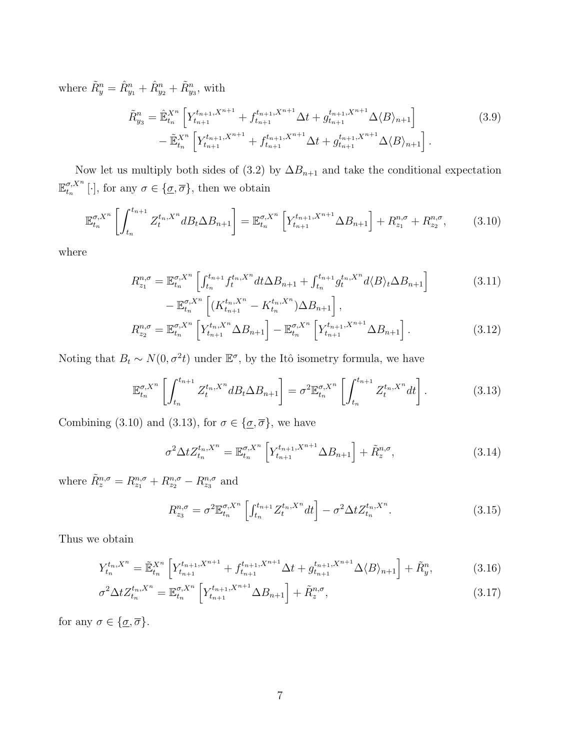where $\tilde{R}_y^n = \hat{R}_{y_1}^n + \hat{R}_{y_2}^n + \tilde{R}_{y_3}^n$, with

$$
\begin{aligned}
\tilde{R}_{y_3}^n = &\hat{\mathbb{E}}_{t_n}^{X^n}\left[Y_{t_{n+1}}^{t_{n+1},X^{n+1}} + f_{t_{n+1}}^{t_{n+1},X^{n+1}}\Delta t + g_{t_{n+1}}^{t_{n+1},X^{n+1}}\Delta\langle B\rangle_{n+1}\right] \\
&- \tilde{\mathbb{E}}_{t_n}^{X^n}\left[Y_{t_{n+1}}^{t_{n+1},X^{n+1}} + f_{t_{n+1}}^{t_{n+1},X^{n+1}}\Delta t + g_{t_{n+1}}^{t_{n+1},X^{n+1}}\Delta\langle B\rangle_{n+1}\right].
\end{aligned}
\tag{3.9}
$$

Now let us multiply both sides of (3.2) by $\Delta B_{n+1}$ and take the conditional expectation $\mathbb{E}_{t_n}^{\sigma,X^n}[\cdot]$, for any $\sigma \in \{\underline{\sigma}, \overline{\sigma}\}$, then we obtain

$$
\mathbb{E}_{t_n}^{\sigma,X^n}\left[\int_{t_n}^{t_{n+1}} Z_t^{t_n,X^n} dB_t \Delta B_{n+1}\right] = \mathbb{E}_{t_n}^{\sigma,X^n}\left[Y_{t_{n+1}}^{t_{n+1},X^{n+1}}\Delta B_{n+1}\right] + R_{z_1}^{n,\sigma} + R_{z_2}^{n,\sigma},
\tag{3.10}
$$

where

$$
\begin{aligned}
R_{z_1}^{n,\sigma} = &\mathbb{E}_{t_n}^{\sigma,X^n}\left[\textstyle\int_{t_n}^{t_{n+1}} f_t^{t_n,X^n} dt \Delta B_{n+1} + \int_{t_n}^{t_{n+1}} g_t^{t_n,X^n} d\langle B\rangle_t \Delta B_{n+1}\right] \\
&- \mathbb{E}_{t_n}^{\sigma,X^n}\left[(K_{t_{n+1}}^{t_n,X^n} - K_{t_n}^{t_n,X^n})\Delta B_{n+1}\right],
\end{aligned}
\tag{3.11}
$$

$$
R_{z_2}^{n,\sigma} = \mathbb{E}_{t_n}^{\sigma,X^n}\left[Y_{t_{n+1}}^{t_n,X^n}\Delta B_{n+1}\right] - \mathbb{E}_{t_n}^{\sigma,X^n}\left[Y_{t_{n+1}}^{t_{n+1},X^{n+1}}\Delta B_{n+1}\right].
\tag{3.12}
$$

Noting that $B_t \sim N(0, \sigma^2 t)$ under $\mathbb{E}^\sigma$, by the Itô isometry formula, we have

$$
\mathbb{E}_{t_n}^{\sigma,X^n}\left[\int_{t_n}^{t_{n+1}} Z_t^{t_n,X^n} dB_t \Delta B_{n+1}\right] = \sigma^2 \mathbb{E}_{t_n}^{\sigma,X^n}\left[\int_{t_n}^{t_{n+1}} Z_t^{t_n,X^n} dt\right].
\tag{3.13}
$$

Combining (3.10) and (3.13), for $\sigma \in \{\underline{\sigma}, \overline{\sigma}\}$, we have

$$
\sigma^2 \Delta t Z_{t_n}^{t_n,X^n} = \mathbb{E}_{t_n}^{\sigma,X^n}\left[Y_{t_{n+1}}^{t_{n+1},X^{n+1}}\Delta B_{n+1}\right] + \tilde{R}_z^{n,\sigma},
\tag{3.14}
$$

where $\tilde{R}_z^{n,\sigma} = R_{z_1}^{n,\sigma} + R_{z_2}^{n,\sigma} - R_{z_3}^{n,\sigma}$ and

$$
R_{z_3}^{n,\sigma} = \sigma^2 \mathbb{E}_{t_n}^{\sigma,X^n}\left[\textstyle\int_{t_n}^{t_{n+1}} Z_t^{t_n,X^n} dt\right] - \sigma^2 \Delta t Z_{t_n}^{t_n,X^n}.
\tag{3.15}
$$

Thus we obtain

$$
Y_{t_n}^{t_n,X^n} = \tilde{\mathbb{E}}_{t_n}^{X^n}\left[Y_{t_{n+1}}^{t_{n+1},X^{n+1}} + f_{t_{n+1}}^{t_{n+1},X^{n+1}}\Delta t + g_{t_{n+1}}^{t_{n+1},X^{n+1}}\Delta\langle B\rangle_{n+1}\right] + \tilde{R}_y^n,
\tag{3.16}
$$

$$
\sigma^2 \Delta t Z_{t_n}^{t_n,X^n} = \mathbb{E}_{t_n}^{\sigma,X^n}\left[Y_{t_{n+1}}^{t_{n+1},X^{n+1}}\Delta B_{n+1}\right] + \tilde{R}_z^{n,\sigma},
\tag{3.17}
$$

for any $\sigma \in \{\underline{\sigma}, \overline{\sigma}\}$.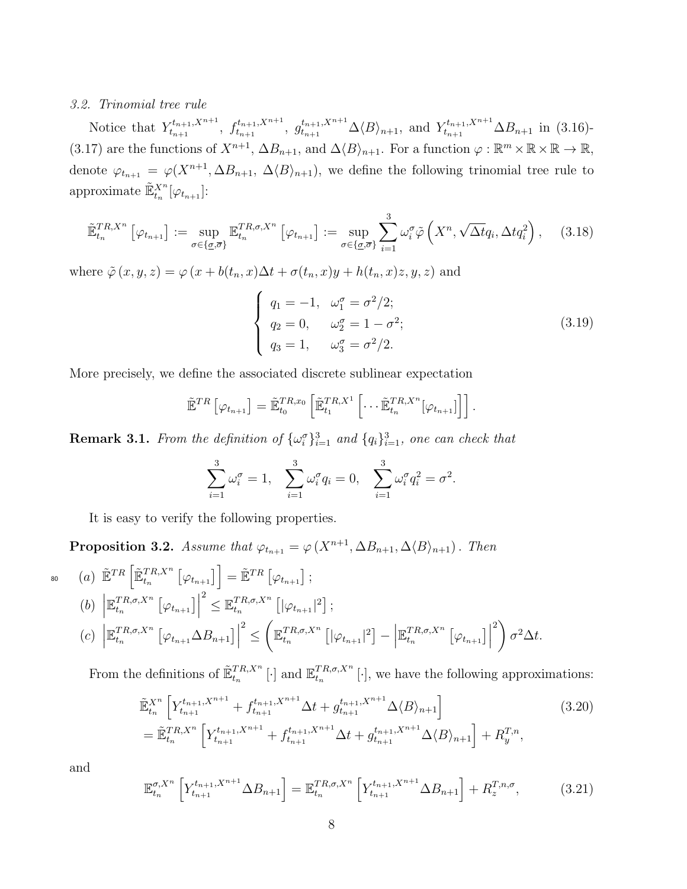*3.2. Trinomial tree rule*

Notice that $Y_{t_{n+1}}^{t_{n+1},X^{n+1}}$, $f_{t_{n+1}}^{t_{n+1},X^{n+1}}$, $g_{t_{n+1}}^{t_{n+1},X^{n+1}}\Delta\langle B\rangle_{n+1}$, and $Y_{t_{n+1}}^{t_{n+1},X^{n+1}}\Delta B_{n+1}$ in (3.16)-(3.17) are the functions of $X^{n+1}$, $\Delta B_{n+1}$, and $\Delta\langle B\rangle_{n+1}$. For a function $\varphi:\mathbb{R}^m\times\mathbb{R}\times\mathbb{R}\to\mathbb{R}$, denote $\varphi_{t_{n+1}}=\varphi(X^{n+1},\Delta B_{n+1},\,\Delta\langle B\rangle_{n+1})$, we define the following trinomial tree rule to approximate $\tilde{\mathbb{E}}_{t_n}^{X^n}[\varphi_{t_{n+1}}]$:

$$
\tilde{\mathbb{E}}_{t_n}^{TR,X^n}\left[\varphi_{t_{n+1}}\right]:=\sup_{\sigma\in\{\underline{\sigma},\overline{\sigma}\}}\mathbb{E}_{t_n}^{TR,\sigma,X^n}\left[\varphi_{t_{n+1}}\right]:=\sup_{\sigma\in\{\underline{\sigma},\overline{\sigma}\}}\sum_{i=1}^{3}\omega_i^{\sigma}\tilde{\varphi}\left(X^n,\sqrt{\Delta t}q_i,\Delta t q_i^2\right),\tag{3.18}
$$

where $\tilde{\varphi}\left(x,y,z\right)=\varphi\left(x+b(t_n,x)\Delta t+\sigma(t_n,x)y+h(t_n,x)z,y,z\right)$ and

$$
\left\{\begin{array}{ll}
q_1=-1, & \omega_1^{\sigma}=\sigma^2/2;\\
q_2=0, & \omega_2^{\sigma}=1-\sigma^2;\\
q_3=1, & \omega_3^{\sigma}=\sigma^2/2.
\end{array}\right.\tag{3.19}
$$

More precisely, we define the associated discrete sublinear expectation

$$
\tilde{\mathbb{E}}^{TR}\left[\varphi_{t_{n+1}}\right]=\tilde{\mathbb{E}}_{t_0}^{TR,x_0}\left[\tilde{\mathbb{E}}_{t_1}^{TR,X^1}\left[\cdots\tilde{\mathbb{E}}_{t_n}^{TR,X^n}[\varphi_{t_{n+1}}]\right]\right].
$$

**Remark 3.1.** *From the definition of $\{\omega_i^{\sigma}\}_{i=1}^{3}$ and $\{q_i\}_{i=1}^{3}$, one can check that*

$$
\sum_{i=1}^{3}\omega_i^{\sigma}=1,\quad\sum_{i=1}^{3}\omega_i^{\sigma}q_i=0,\quad\sum_{i=1}^{3}\omega_i^{\sigma}q_i^2=\sigma^2.
$$

It is easy to verify the following properties.

**Proposition 3.2.** *Assume that $\varphi_{t_{n+1}}=\varphi\left(X^{n+1},\Delta B_{n+1},\Delta\langle B\rangle_{n+1}\right)$. Then*

(a) $\tilde{\mathbb{E}}^{TR}\left[\tilde{\mathbb{E}}_{t_n}^{TR,X^n}\left[\varphi_{t_{n+1}}\right]\right]=\tilde{\mathbb{E}}^{TR}\left[\varphi_{t_{n+1}}\right]$;

(b) $\left|\mathbb{E}_{t_n}^{TR,\sigma,X^n}\left[\varphi_{t_{n+1}}\right]\right|^2\leq\mathbb{E}_{t_n}^{TR,\sigma,X^n}\left[|\varphi_{t_{n+1}}|^2\right]$;

(c) $\left|\mathbb{E}_{t_n}^{TR,\sigma,X^n}\left[\varphi_{t_{n+1}}\Delta B_{n+1}\right]\right|^2\leq\left(\mathbb{E}_{t_n}^{TR,\sigma,X^n}\left[|\varphi_{t_{n+1}}|^2\right]-\left|\mathbb{E}_{t_n}^{TR,\sigma,X^n}\left[\varphi_{t_{n+1}}\right]\right|^2\right)\sigma^2\Delta t.$

From the definitions of $\tilde{\mathbb{E}}_{t_n}^{TR,X^n}[\cdot]$ and $\mathbb{E}_{t_n}^{TR,\sigma,X^n}[\cdot]$, we have the following approximations:

$$
\begin{aligned}
&\tilde{\mathbb{E}}_{t_n}^{X^n}\left[Y_{t_{n+1}}^{t_{n+1},X^{n+1}}+f_{t_{n+1}}^{t_{n+1},X^{n+1}}\Delta t+g_{t_{n+1}}^{t_{n+1},X^{n+1}}\Delta\langle B\rangle_{n+1}\right]\\
&=\tilde{\mathbb{E}}_{t_n}^{TR,X^n}\left[Y_{t_{n+1}}^{t_{n+1},X^{n+1}}+f_{t_{n+1}}^{t_{n+1},X^{n+1}}\Delta t+g_{t_{n+1}}^{t_{n+1},X^{n+1}}\Delta\langle B\rangle_{n+1}\right]+R_y^{T,n},
\end{aligned}\tag{3.20}
$$

and

$$
\mathbb{E}_{t_n}^{\sigma,X^n}\left[Y_{t_{n+1}}^{t_{n+1},X^{n+1}}\Delta B_{n+1}\right]=\mathbb{E}_{t_n}^{TR,\sigma,X^n}\left[Y_{t_{n+1}}^{t_{n+1},X^{n+1}}\Delta B_{n+1}\right]+R_z^{T,n,\sigma},\tag{3.21}
$$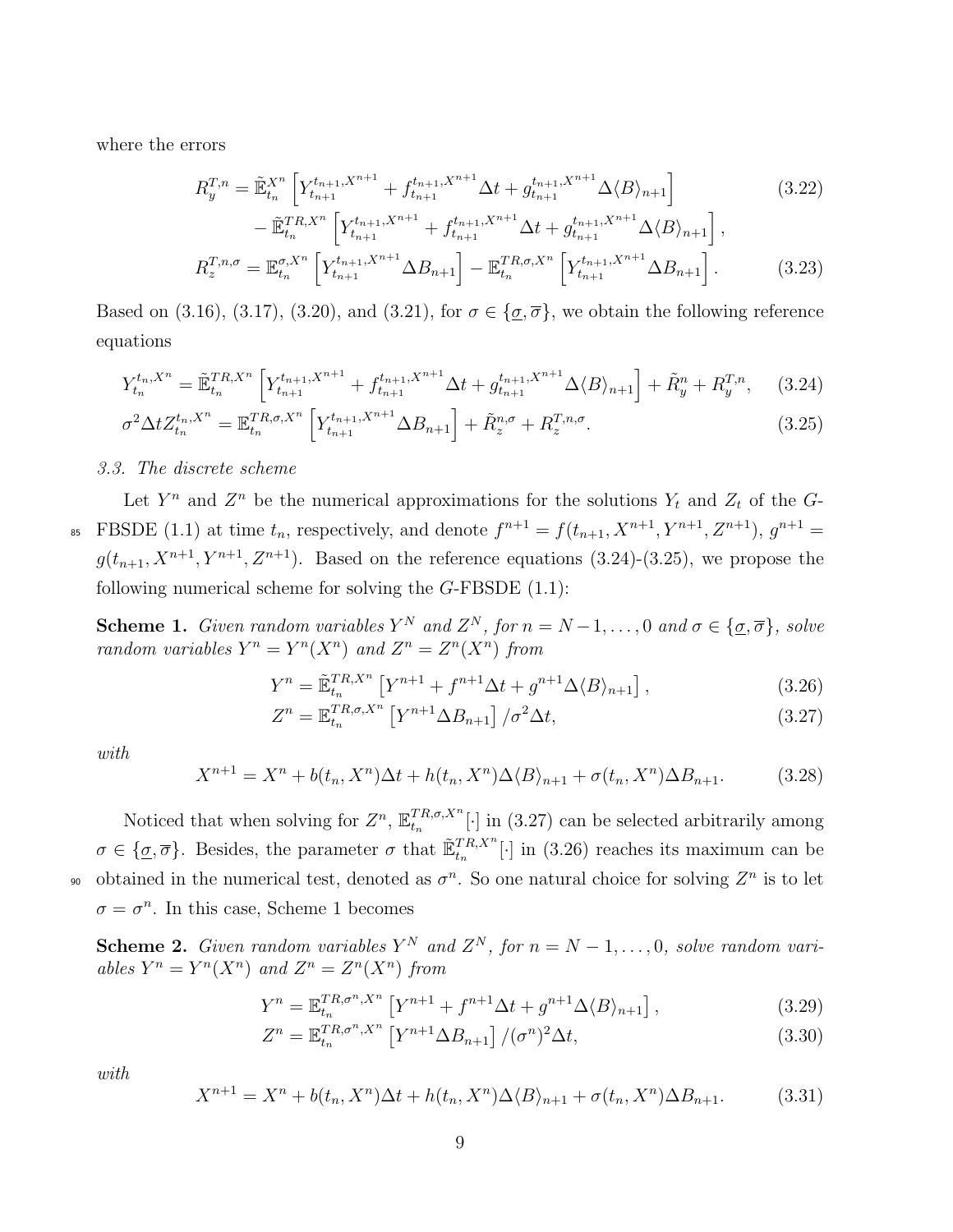where the errors

$$
\begin{aligned}
R_y^{T,n} = & \tilde{\mathbb{E}}_{t_n}^{X^n}\left[Y_{t_{n+1}}^{t_{n+1},X^{n+1}} + f_{t_{n+1}}^{t_{n+1},X^{n+1}}\Delta t + g_{t_{n+1}}^{t_{n+1},X^{n+1}}\Delta\langle B\rangle_{n+1}\right] \\
& - \tilde{\mathbb{E}}_{t_n}^{TR,X^n}\left[Y_{t_{n+1}}^{t_{n+1},X^{n+1}} + f_{t_{n+1}}^{t_{n+1},X^{n+1}}\Delta t + g_{t_{n+1}}^{t_{n+1},X^{n+1}}\Delta\langle B\rangle_{n+1}\right],
\end{aligned} \tag{3.22}
$$

$$
R_z^{T,n,\sigma} = \mathbb{E}_{t_n}^{\sigma,X^n}\left[Y_{t_{n+1}}^{t_{n+1},X^{n+1}}\Delta B_{n+1}\right] - \mathbb{E}_{t_n}^{TR,\sigma,X^n}\left[Y_{t_{n+1}}^{t_{n+1},X^{n+1}}\Delta B_{n+1}\right]. \tag{3.23}
$$

Based on (3.16), (3.17), (3.20), and (3.21), for $\sigma \in \{\underline{\sigma}, \overline{\sigma}\}$, we obtain the following reference equations

$$
Y_{t_n}^{t_n,X^n} = \tilde{\mathbb{E}}_{t_n}^{TR,X^n}\left[Y_{t_{n+1}}^{t_{n+1},X^{n+1}} + f_{t_{n+1}}^{t_{n+1},X^{n+1}}\Delta t + g_{t_{n+1}}^{t_{n+1},X^{n+1}}\Delta\langle B\rangle_{n+1}\right] + \tilde{R}_y^n + R_y^{T,n}, \tag{3.24}
$$

$$
\sigma^2\Delta t Z_{t_n}^{t_n,X^n} = \mathbb{E}_{t_n}^{TR,\sigma,X^n}\left[Y_{t_{n+1}}^{t_{n+1},X^{n+1}}\Delta B_{n+1}\right] + \tilde{R}_z^{n,\sigma} + R_z^{T,n,\sigma}. \tag{3.25}
$$

### *3.3. The discrete scheme*

Let $Y^n$ and $Z^n$ be the numerical approximations for the solutions $Y_t$ and $Z_t$ of the $G$-FBSDE (1.1) at time $t_n$, respectively, and denote $f^{n+1} = f(t_{n+1}, X^{n+1}, Y^{n+1}, Z^{n+1})$, $g^{n+1} = g(t_{n+1}, X^{n+1}, Y^{n+1}, Z^{n+1})$. Based on the reference equations (3.24)-(3.25), we propose the following numerical scheme for solving the $G$-FBSDE (1.1):

**Scheme 1.** *Given random variables $Y^N$ and $Z^N$, for $n = N-1, \ldots, 0$ and $\sigma \in \{\underline{\sigma}, \overline{\sigma}\}$, solve random variables $Y^n = Y^n(X^n)$ and $Z^n = Z^n(X^n)$ from*

$$
Y^n = \tilde{\mathbb{E}}_{t_n}^{TR,X^n}\left[Y^{n+1} + f^{n+1}\Delta t + g^{n+1}\Delta\langle B\rangle_{n+1}\right], \tag{3.26}
$$

$$
Z^n = \mathbb{E}_{t_n}^{TR,\sigma,X^n}\left[Y^{n+1}\Delta B_{n+1}\right]/\sigma^2\Delta t, \tag{3.27}
$$

*with*

$$
X^{n+1} = X^n + b(t_n, X^n)\Delta t + h(t_n, X^n)\Delta\langle B\rangle_{n+1} + \sigma(t_n, X^n)\Delta B_{n+1}. \tag{3.28}
$$

Noticed that when solving for $Z^n$, $\mathbb{E}_{t_n}^{TR,\sigma,X^n}[\cdot]$ in (3.27) can be selected arbitrarily among $\sigma \in \{\underline{\sigma}, \overline{\sigma}\}$. Besides, the parameter $\sigma$ that $\tilde{\mathbb{E}}_{t_n}^{TR,X^n}[\cdot]$ in (3.26) reaches its maximum can be obtained in the numerical test, denoted as $\sigma^n$. So one natural choice for solving $Z^n$ is to let $\sigma = \sigma^n$. In this case, Scheme 1 becomes

**Scheme 2.** *Given random variables $Y^N$ and $Z^N$, for $n = N-1, \ldots, 0$, solve random variables $Y^n = Y^n(X^n)$ and $Z^n = Z^n(X^n)$ from*

$$
Y^n = \mathbb{E}_{t_n}^{TR,\sigma^n,X^n}\left[Y^{n+1} + f^{n+1}\Delta t + g^{n+1}\Delta\langle B\rangle_{n+1}\right], \tag{3.29}
$$

$$
Z^n = \mathbb{E}_{t_n}^{TR,\sigma^n,X^n}\left[Y^{n+1}\Delta B_{n+1}\right]/(\sigma^n)^2\Delta t, \tag{3.30}
$$

*with*

$$
X^{n+1} = X^n + b(t_n, X^n)\Delta t + h(t_n, X^n)\Delta\langle B\rangle_{n+1} + \sigma(t_n, X^n)\Delta B_{n+1}. \tag{3.31}
$$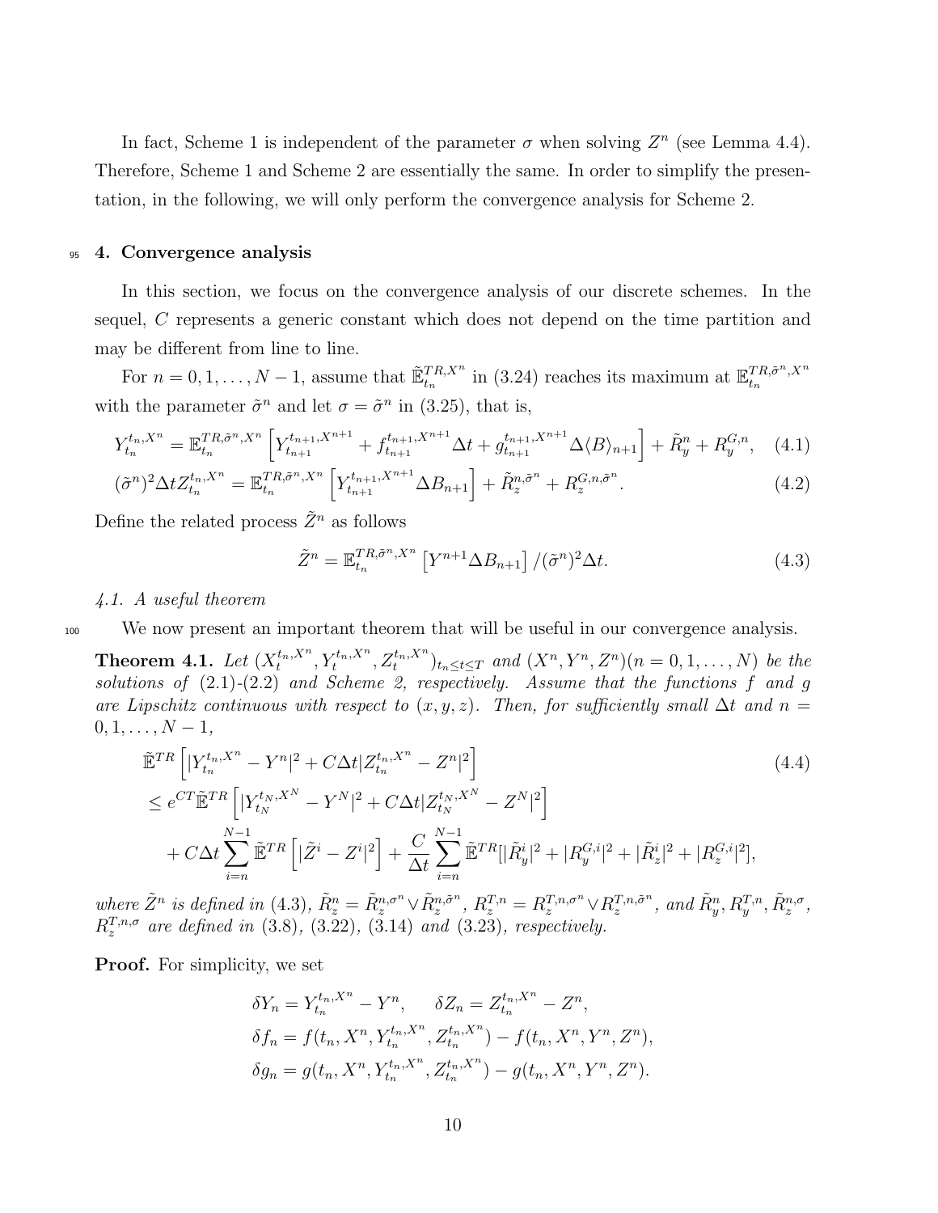In fact, Scheme 1 is independent of the parameter $\sigma$ when solving $Z^n$ (see Lemma 4.4). Therefore, Scheme 1 and Scheme 2 are essentially the same. In order to simplify the presentation, in the following, we will only perform the convergence analysis for Scheme 2.

## 4. Convergence analysis

In this section, we focus on the convergence analysis of our discrete schemes. In the sequel, $C$ represents a generic constant which does not depend on the time partition and may be different from line to line.

For $n = 0, 1, \ldots, N-1$, assume that $\tilde{\mathbb{E}}_{t_n}^{TR,X^n}$ in (3.24) reaches its maximum at $\mathbb{E}_{t_n}^{TR,\tilde{\sigma}^n,X^n}$ with the parameter $\tilde{\sigma}^n$ and let $\sigma = \tilde{\sigma}^n$ in (3.25), that is,

$$Y_{t_n}^{t_n,X^n} = \mathbb{E}_{t_n}^{TR,\tilde{\sigma}^n,X^n}\left[Y_{t_{n+1}}^{t_{n+1},X^{n+1}} + f_{t_{n+1}}^{t_{n+1},X^{n+1}}\Delta t + g_{t_{n+1}}^{t_{n+1},X^{n+1}}\Delta\langle B\rangle_{n+1}\right] + \tilde{R}_y^n + R_y^{G,n}, \quad (4.1)$$

$$(\tilde{\sigma}^n)^2\Delta t Z_{t_n}^{t_n,X^n} = \mathbb{E}_{t_n}^{TR,\tilde{\sigma}^n,X^n}\left[Y_{t_{n+1}}^{t_{n+1},X^{n+1}}\Delta B_{n+1}\right] + \tilde{R}_z^{n,\tilde{\sigma}^n} + R_z^{G,n,\tilde{\sigma}^n}. \quad (4.2)$$

Define the related process $\tilde{Z}^n$ as follows

$$\tilde{Z}^n = \mathbb{E}_{t_n}^{TR,\tilde{\sigma}^n,X^n}\left[Y^{n+1}\Delta B_{n+1}\right]/(\tilde{\sigma}^n)^2\Delta t. \quad (4.3)$$

### *4.1. A useful theorem*

We now present an important theorem that will be useful in our convergence analysis.

**Theorem 4.1.** *Let $(X_t^{t_n,X^n}, Y_t^{t_n,X^n}, Z_t^{t_n,X^n})_{t_n\le t\le T}$ and $(X^n, Y^n, Z^n)(n = 0, 1, \ldots, N)$ be the solutions of (2.1)-(2.2) and Scheme 2, respectively. Assume that the functions $f$ and $g$ are Lipschitz continuous with respect to $(x, y, z)$. Then, for sufficiently small $\Delta t$ and $n = 0, 1, \ldots, N-1$,*

$$\begin{aligned}
&\tilde{\mathbb{E}}^{TR}\left[|Y_{t_n}^{t_n,X^n} - Y^n|^2 + C\Delta t|Z_{t_n}^{t_n,X^n} - Z^n|^2\right] \quad (4.4)\\
&\le e^{CT}\tilde{\mathbb{E}}^{TR}\left[|Y_{t_N}^{t_N,X^N} - Y^N|^2 + C\Delta t|Z_{t_N}^{t_N,X^N} - Z^N|^2\right]\\
&\quad + C\Delta t\sum_{i=n}^{N-1}\tilde{\mathbb{E}}^{TR}\left[|\tilde{Z}^i - Z^i|^2\right] + \frac{C}{\Delta t}\sum_{i=n}^{N-1}\tilde{\mathbb{E}}^{TR}[|\tilde{R}_y^i|^2 + |R_y^{G,i}|^2 + |\tilde{R}_z^i|^2 + |R_z^{G,i}|^2],
\end{aligned}$$

*where $\tilde{Z}^n$ is defined in (4.3), $\tilde{R}_z^n = \tilde{R}_z^{n,\sigma^n}\vee\tilde{R}_z^{n,\tilde{\sigma}^n}$, $R_z^{T,n} = R_z^{T,n,\sigma^n}\vee R_z^{T,n,\tilde{\sigma}^n}$, and $\tilde{R}_y^n, R_y^{T,n}, \tilde{R}_z^{n,\sigma}$, $R_z^{T,n,\sigma}$ are defined in (3.8), (3.22), (3.14) and (3.23), respectively.*

**Proof.** For simplicity, we set

$$\begin{aligned}
&\delta Y_n = Y_{t_n}^{t_n,X^n} - Y^n, \qquad \delta Z_n = Z_{t_n}^{t_n,X^n} - Z^n,\\
&\delta f_n = f(t_n, X^n, Y_{t_n}^{t_n,X^n}, Z_{t_n}^{t_n,X^n}) - f(t_n, X^n, Y^n, Z^n),\\
&\delta g_n = g(t_n, X^n, Y_{t_n}^{t_n,X^n}, Z_{t_n}^{t_n,X^n}) - g(t_n, X^n, Y^n, Z^n).
\end{aligned}$$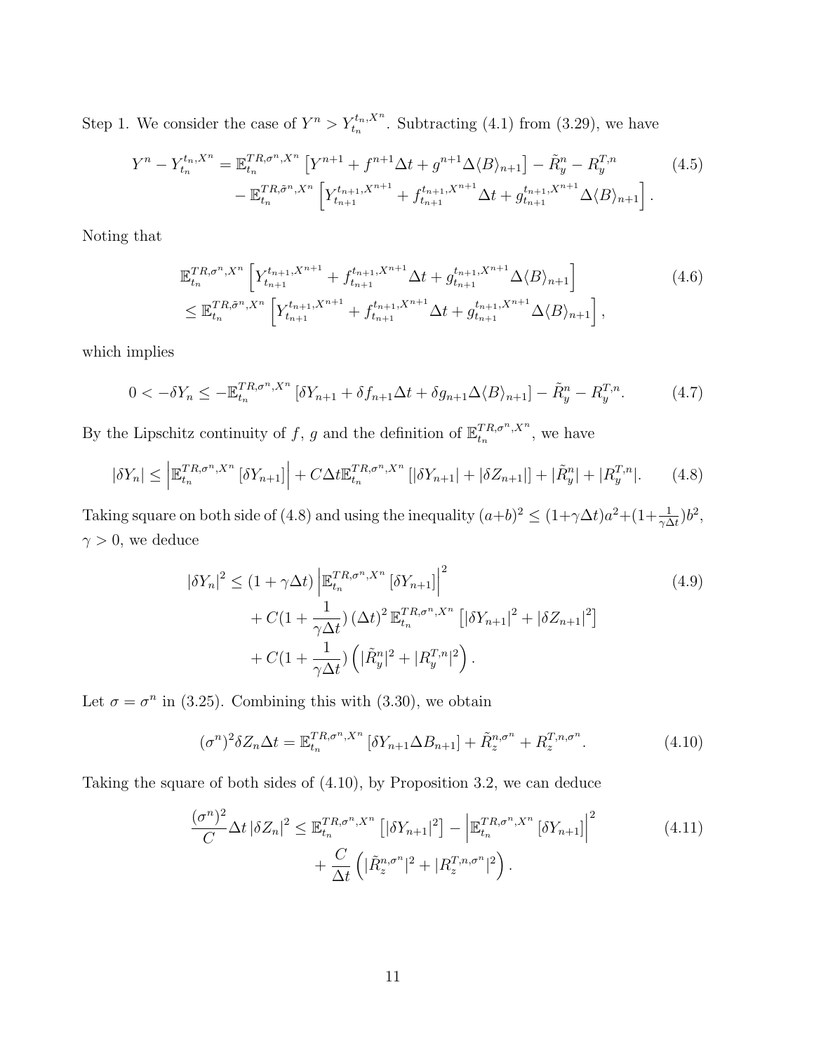Step 1. We consider the case of $Y^n > Y_{t_n}^{t_n,X^n}$. Subtracting (4.1) from (3.29), we have

$$
\begin{aligned}
Y^n - Y_{t_n}^{t_n,X^n} = \mathbb{E}_{t_n}^{TR,\sigma^n,X^n}\left[Y^{n+1} + f^{n+1}\Delta t + g^{n+1}\Delta\langle B\rangle_{n+1}\right] - \tilde{R}_y^n - R_y^{T,n} \\
- \mathbb{E}_{t_n}^{TR,\bar{\sigma}^n,X^n}\left[Y_{t_{n+1}}^{t_{n+1},X^{n+1}} + f_{t_{n+1}}^{t_{n+1},X^{n+1}}\Delta t + g_{t_{n+1}}^{t_{n+1},X^{n+1}}\Delta\langle B\rangle_{n+1}\right].
\end{aligned}
\tag{4.5}
$$

Noting that

$$
\begin{aligned}
&\mathbb{E}_{t_n}^{TR,\sigma^n,X^n}\left[Y_{t_{n+1}}^{t_{n+1},X^{n+1}} + f_{t_{n+1}}^{t_{n+1},X^{n+1}}\Delta t + g_{t_{n+1}}^{t_{n+1},X^{n+1}}\Delta\langle B\rangle_{n+1}\right] \\
&\leq \mathbb{E}_{t_n}^{TR,\bar{\sigma}^n,X^n}\left[Y_{t_{n+1}}^{t_{n+1},X^{n+1}} + f_{t_{n+1}}^{t_{n+1},X^{n+1}}\Delta t + g_{t_{n+1}}^{t_{n+1},X^{n+1}}\Delta\langle B\rangle_{n+1}\right],
\end{aligned}
\tag{4.6}
$$

which implies

$$
0 < -\delta Y_n \leq -\mathbb{E}_{t_n}^{TR,\sigma^n,X^n}\left[\delta Y_{n+1} + \delta f_{n+1}\Delta t + \delta g_{n+1}\Delta\langle B\rangle_{n+1}\right] - \tilde{R}_y^n - R_y^{T,n}. \tag{4.7}
$$

By the Lipschitz continuity of $f$, $g$ and the definition of $\mathbb{E}_{t_n}^{TR,\sigma^n,X^n}$, we have

$$
|\delta Y_n| \leq \left|\mathbb{E}_{t_n}^{TR,\sigma^n,X^n}\left[\delta Y_{n+1}\right]\right| + C\Delta t\,\mathbb{E}_{t_n}^{TR,\sigma^n,X^n}\left[|\delta Y_{n+1}| + |\delta Z_{n+1}|\right] + |\tilde{R}_y^n| + |R_y^{T,n}|. \tag{4.8}
$$

Taking square on both side of (4.8) and using the inequality $(a+b)^2 \leq (1+\gamma\Delta t)a^2 + (1+\frac{1}{\gamma\Delta t})b^2$, $\gamma > 0$, we deduce

$$
\begin{aligned}
|\delta Y_n|^2 \leq\; & (1+\gamma\Delta t)\left|\mathbb{E}_{t_n}^{TR,\sigma^n,X^n}\left[\delta Y_{n+1}\right]\right|^2 \\
& + C\left(1+\frac{1}{\gamma\Delta t}\right)(\Delta t)^2\,\mathbb{E}_{t_n}^{TR,\sigma^n,X^n}\left[|\delta Y_{n+1}|^2 + |\delta Z_{n+1}|^2\right] \\
& + C\left(1+\frac{1}{\gamma\Delta t}\right)\left(|\tilde{R}_y^n|^2 + |R_y^{T,n}|^2\right).
\end{aligned}
\tag{4.9}
$$

Let $\sigma = \sigma^n$ in (3.25). Combining this with (3.30), we obtain

$$
(\sigma^n)^2\delta Z_n\Delta t = \mathbb{E}_{t_n}^{TR,\sigma^n,X^n}\left[\delta Y_{n+1}\Delta B_{n+1}\right] + \tilde{R}_z^{n,\sigma^n} + R_z^{T,n,\sigma^n}. \tag{4.10}
$$

Taking the square of both sides of (4.10), by Proposition 3.2, we can deduce

$$
\begin{aligned}
\frac{(\sigma^n)^2}{C}\Delta t\,|\delta Z_n|^2 \leq\; & \mathbb{E}_{t_n}^{TR,\sigma^n,X^n}\left[|\delta Y_{n+1}|^2\right] - \left|\mathbb{E}_{t_n}^{TR,\sigma^n,X^n}\left[\delta Y_{n+1}\right]\right|^2 \\
& + \frac{C}{\Delta t}\left(|\tilde{R}_z^{n,\sigma^n}|^2 + |R_z^{T,n,\sigma^n}|^2\right).
\end{aligned}
\tag{4.11}
$$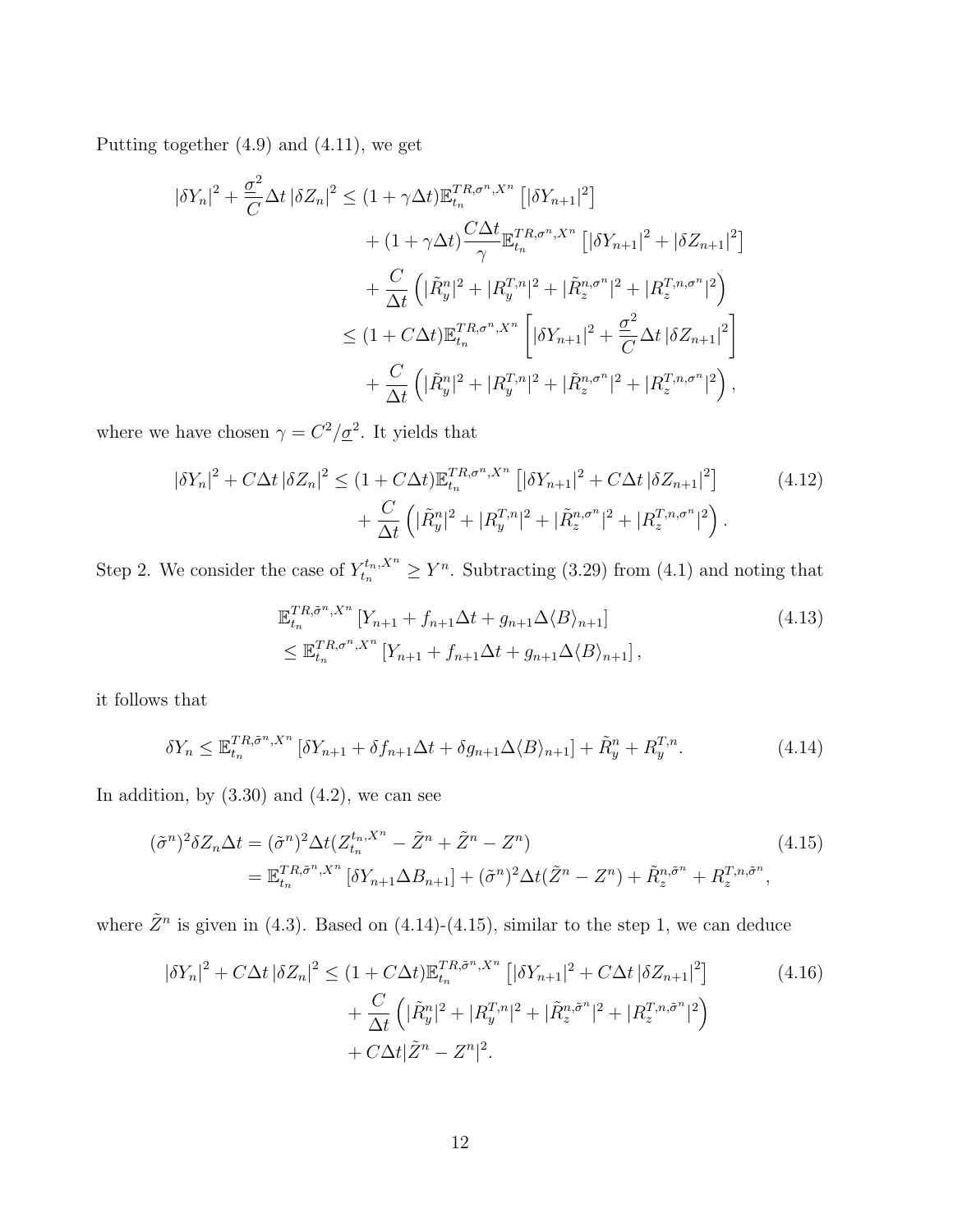Putting together (4.9) and (4.11), we get

$$
\begin{aligned}
|\delta Y_n|^2 + \frac{\underline{\sigma}^2}{C}\Delta t\, |\delta Z_n|^2 \leq{}& (1+\gamma\Delta t)\mathbb{E}_{t_n}^{TR,\sigma^n,X^n}\left[|\delta Y_{n+1}|^2\right] \\
&+ (1+\gamma\Delta t)\frac{C\Delta t}{\gamma}\mathbb{E}_{t_n}^{TR,\sigma^n,X^n}\left[|\delta Y_{n+1}|^2 + |\delta Z_{n+1}|^2\right] \\
&+ \frac{C}{\Delta t}\left(|\tilde{R}_y^n|^2 + |R_y^{T,n}|^2 + |\tilde{R}_z^{n,\sigma^n}|^2 + |R_z^{T,n,\sigma^n}|^2\right) \\
\leq{}& (1+C\Delta t)\mathbb{E}_{t_n}^{TR,\sigma^n,X^n}\left[|\delta Y_{n+1}|^2 + \frac{\underline{\sigma}^2}{C}\Delta t\, |\delta Z_{n+1}|^2\right] \\
&+ \frac{C}{\Delta t}\left(|\tilde{R}_y^n|^2 + |R_y^{T,n}|^2 + |\tilde{R}_z^{n,\sigma^n}|^2 + |R_z^{T,n,\sigma^n}|^2\right),
\end{aligned}
$$

where we have chosen $\gamma = C^2/\underline{\sigma}^2$. It yields that

$$
\begin{aligned}
|\delta Y_n|^2 + C\Delta t\, |\delta Z_n|^2 \leq{}& (1+C\Delta t)\mathbb{E}_{t_n}^{TR,\sigma^n,X^n}\left[|\delta Y_{n+1}|^2 + C\Delta t\, |\delta Z_{n+1}|^2\right] \\
&+ \frac{C}{\Delta t}\left(|\tilde{R}_y^n|^2 + |R_y^{T,n}|^2 + |\tilde{R}_z^{n,\sigma^n}|^2 + |R_z^{T,n,\sigma^n}|^2\right).
\end{aligned}
\tag{4.12}
$$

Step 2. We consider the case of $Y_{t_n}^{t_n,X^n} \geq Y^n$. Subtracting (3.29) from (4.1) and noting that

$$
\begin{aligned}
&\mathbb{E}_{t_n}^{TR,\tilde{\sigma}^n,X^n}\left[Y_{n+1} + f_{n+1}\Delta t + g_{n+1}\Delta\langle B\rangle_{n+1}\right] \\
&\leq \mathbb{E}_{t_n}^{TR,\sigma^n,X^n}\left[Y_{n+1} + f_{n+1}\Delta t + g_{n+1}\Delta\langle B\rangle_{n+1}\right],
\end{aligned}
\tag{4.13}
$$

it follows that

$$
\delta Y_n \leq \mathbb{E}_{t_n}^{TR,\tilde{\sigma}^n,X^n}\left[\delta Y_{n+1} + \delta f_{n+1}\Delta t + \delta g_{n+1}\Delta\langle B\rangle_{n+1}\right] + \tilde{R}_y^n + R_y^{T,n}. \tag{4.14}
$$

In addition, by (3.30) and (4.2), we can see

$$
\begin{aligned}
(\tilde{\sigma}^n)^2\delta Z_n\Delta t &= (\tilde{\sigma}^n)^2\Delta t(Z_{t_n}^{t_n,X^n} - \tilde{Z}^n + \tilde{Z}^n - Z^n) \\
&= \mathbb{E}_{t_n}^{TR,\tilde{\sigma}^n,X^n}\left[\delta Y_{n+1}\Delta B_{n+1}\right] + (\tilde{\sigma}^n)^2\Delta t(\tilde{Z}^n - Z^n) + \tilde{R}_z^{n,\tilde{\sigma}^n} + R_z^{T,n,\tilde{\sigma}^n},
\end{aligned}
\tag{4.15}
$$

where $\tilde{Z}^n$ is given in (4.3). Based on (4.14)-(4.15), similar to the step 1, we can deduce

$$
\begin{aligned}
|\delta Y_n|^2 + C\Delta t\, |\delta Z_n|^2 \leq{}& (1+C\Delta t)\mathbb{E}_{t_n}^{TR,\tilde{\sigma}^n,X^n}\left[|\delta Y_{n+1}|^2 + C\Delta t\, |\delta Z_{n+1}|^2\right] \\
&+ \frac{C}{\Delta t}\left(|\tilde{R}_y^n|^2 + |R_y^{T,n}|^2 + |\tilde{R}_z^{n,\tilde{\sigma}^n}|^2 + |R_z^{T,n,\tilde{\sigma}^n}|^2\right) \\
&+ C\Delta t|\tilde{Z}^n - Z^n|^2.
\end{aligned}
\tag{4.16}
$$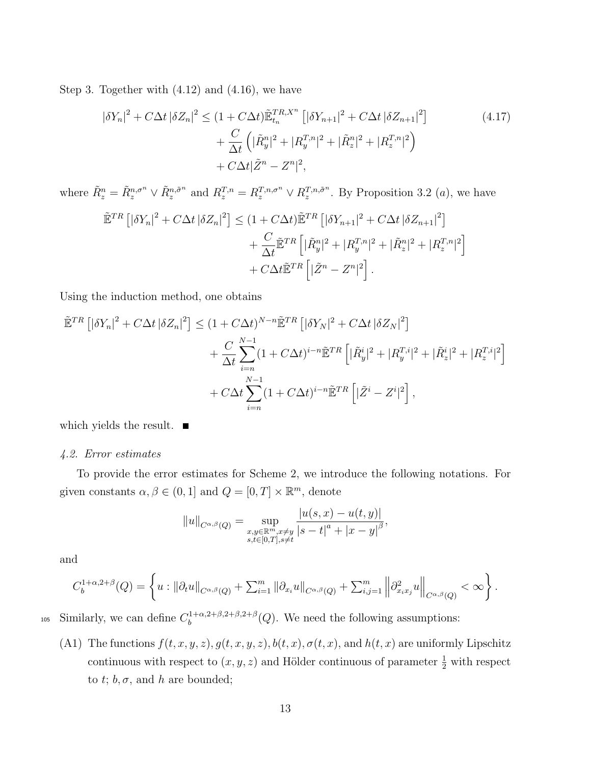Step 3. Together with (4.12) and (4.16), we have

$$
\begin{aligned}
|\delta Y_n|^2 + C\Delta t\,|\delta Z_n|^2 \le{}& (1+C\Delta t)\tilde{\mathbb{E}}_{t_n}^{TR,X^n}\left[|\delta Y_{n+1}|^2 + C\Delta t\,|\delta Z_{n+1}|^2\right] \\
&+ \frac{C}{\Delta t}\left(|\tilde{R}_y^n|^2 + |R_y^{T,n}|^2 + |\tilde{R}_z^n|^2 + |R_z^{T,n}|^2\right) \\
&+ C\Delta t|\tilde{Z}^n - Z^n|^2,
\end{aligned} \tag{4.17}
$$

where $\tilde{R}_z^n = \tilde{R}_z^{n,\sigma^n} \vee \tilde{R}_z^{n,\tilde{\sigma}^n}$ and $R_z^{T,n} = R_z^{T,n,\sigma^n} \vee R_z^{T,n,\tilde{\sigma}^n}$. By Proposition 3.2 $(a)$, we have

$$
\begin{aligned}
\tilde{\mathbb{E}}^{TR}\left[|\delta Y_n|^2 + C\Delta t\,|\delta Z_n|^2\right] \le{}& (1+C\Delta t)\tilde{\mathbb{E}}^{TR}\left[|\delta Y_{n+1}|^2 + C\Delta t\,|\delta Z_{n+1}|^2\right] \\
&+ \frac{C}{\Delta t}\tilde{\mathbb{E}}^{TR}\left[|\tilde{R}_y^n|^2 + |R_y^{T,n}|^2 + |\tilde{R}_z^n|^2 + |R_z^{T,n}|^2\right] \\
&+ C\Delta t\tilde{\mathbb{E}}^{TR}\left[|\tilde{Z}^n - Z^n|^2\right].
\end{aligned}
$$

Using the induction method, one obtains

$$
\begin{aligned}
\tilde{\mathbb{E}}^{TR}\left[|\delta Y_n|^2 + C\Delta t\,|\delta Z_n|^2\right] \le{}& (1+C\Delta t)^{N-n}\tilde{\mathbb{E}}^{TR}\left[|\delta Y_N|^2 + C\Delta t\,|\delta Z_N|^2\right] \\
&+ \frac{C}{\Delta t}\sum_{i=n}^{N-1}(1+C\Delta t)^{i-n}\tilde{\mathbb{E}}^{TR}\left[|\tilde{R}_y^i|^2 + |R_y^{T,i}|^2 + |\tilde{R}_z^i|^2 + |R_z^{T,i}|^2\right] \\
&+ C\Delta t\sum_{i=n}^{N-1}(1+C\Delta t)^{i-n}\tilde{\mathbb{E}}^{TR}\left[|\tilde{Z}^i - Z^i|^2\right],
\end{aligned}
$$

which yields the result. ■

*4.2. Error estimates*

To provide the error estimates for Scheme 2, we introduce the following notations. For given constants $\alpha, \beta \in (0,1]$ and $Q = [0,T]\times\mathbb{R}^m$, denote

$$
\|u\|_{C^{\alpha,\beta}(Q)} = \sup_{\substack{x,y\in\mathbb{R}^m, x\neq y\\ s,t\in[0,T], s\neq t}} \frac{|u(s,x) - u(t,y)|}{|s-t|^a + |x-y|^\beta},
$$

and

$$
C_b^{1+\alpha,2+\beta}(Q) = \left\{u : \|\partial_t u\|_{C^{\alpha,\beta}(Q)} + \textstyle\sum_{i=1}^m \|\partial_{x_i} u\|_{C^{\alpha,\beta}(Q)} + \sum_{i,j=1}^m \left\|\partial^2_{x_i x_j} u\right\|_{C^{\alpha,\beta}(Q)} < \infty\right\}.
$$

Similarly, we can define $C_b^{1+\alpha,2+\beta,2+\beta,2+\beta}(Q)$. We need the following assumptions:

(A1) The functions $f(t,x,y,z)$, $g(t,x,y,z)$, $b(t,x)$, $\sigma(t,x)$, and $h(t,x)$ are uniformly Lipschitz continuous with respect to $(x,y,z)$ and Hölder continuous of parameter $\frac{1}{2}$ with respect to $t$; $b, \sigma$, and $h$ are bounded;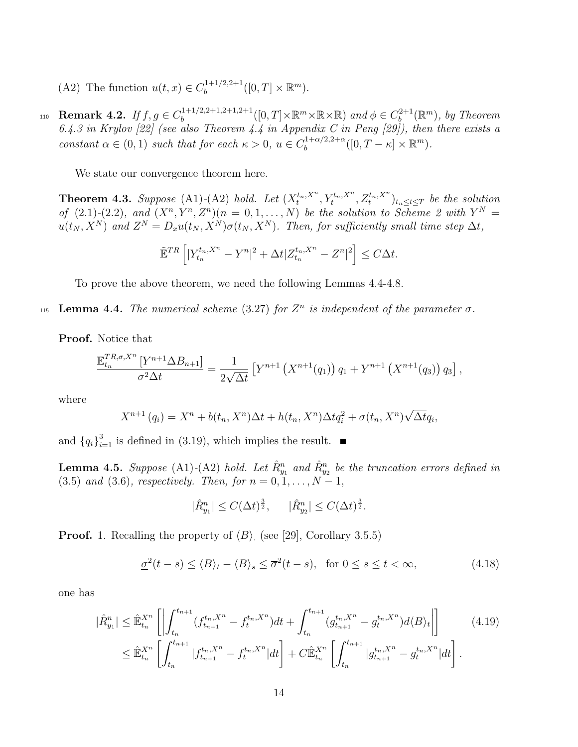(A2) The function $u(t,x) \in C_b^{1+1/2,2+1}([0,T]\times\mathbb{R}^m)$.

**Remark 4.2.** *If $f,g \in C_b^{1+1/2,2+1,2+1,2+1}([0,T]\times\mathbb{R}^m\times\mathbb{R}\times\mathbb{R})$ and $\phi \in C_b^{2+1}(\mathbb{R}^m)$, by Theorem 6.4.3 in Krylov [22] (see also Theorem 4.4 in Appendix C in Peng [29]), then there exists a constant $\alpha \in (0,1)$ such that for each $\kappa > 0$, $u \in C_b^{1+\alpha/2,2+\alpha}([0,T-\kappa]\times\mathbb{R}^m)$.*

We state our convergence theorem here.

**Theorem 4.3.** *Suppose* (A1)-(A2) *hold. Let $(X_t^{t_n,X^n}, Y_t^{t_n,X^n}, Z_t^{t_n,X^n})_{t_n\le t\le T}$ be the solution of* (2.1)-(2.2)*, and $(X^n,Y^n,Z^n)(n=0,1,\ldots,N)$ be the solution to Scheme 2 with $Y^N = u(t_N,X^N)$ and $Z^N = D_x u(t_N,X^N)\sigma(t_N,X^N)$. Then, for sufficiently small time step $\Delta t$,*

$$\tilde{\mathbb{E}}^{TR}\left[|Y_{t_n}^{t_n,X^n} - Y^n|^2 + \Delta t|Z_{t_n}^{t_n,X^n} - Z^n|^2\right] \le C\Delta t.$$

To prove the above theorem, we need the following Lemmas 4.4-4.8.

**Lemma 4.4.** *The numerical scheme* (3.27) *for $Z^n$ is independent of the parameter $\sigma$.*

**Proof.** Notice that

$$\frac{\mathbb{E}_{t_n}^{TR,\sigma,X^n}\left[Y^{n+1}\Delta B_{n+1}\right]}{\sigma^2\Delta t} = \frac{1}{2\sqrt{\Delta t}}\left[Y^{n+1}\left(X^{n+1}(q_1)\right)q_1 + Y^{n+1}\left(X^{n+1}(q_3)\right)q_3\right],$$

where

$$X^{n+1}(q_i) = X^n + b(t_n,X^n)\Delta t + h(t_n,X^n)\Delta t q_i^2 + \sigma(t_n,X^n)\sqrt{\Delta t}q_i,$$

and $\{q_i\}_{i=1}^3$ is defined in (3.19), which implies the result. ∎

**Lemma 4.5.** *Suppose* (A1)-(A2) *hold. Let $\hat{R}_{y_1}^n$ and $\hat{R}_{y_2}^n$ be the truncation errors defined in* (3.5) *and* (3.6)*, respectively. Then, for $n = 0,1,\ldots,N-1$,*

$$|\hat{R}_{y_1}^n| \le C(\Delta t)^{\frac{3}{2}}, \qquad |\hat{R}_{y_2}^n| \le C(\Delta t)^{\frac{3}{2}}.$$

**Proof.** 1. Recalling the property of $\langle B\rangle_\cdot$ (see [29], Corollary 3.5.5)

$$\underline{\sigma}^2(t-s) \le \langle B\rangle_t - \langle B\rangle_s \le \overline{\sigma}^2(t-s), \quad \text{for } 0\le s\le t<\infty, \tag{4.18}$$

one has

$$\begin{aligned} |\hat{R}_{y_1}^n| &\le \hat{\mathbb{E}}_{t_n}^{X^n}\left[\left|\int_{t_n}^{t_{n+1}}(f_{t_{n+1}}^{t_n,X^n} - f_t^{t_n,X^n})dt + \int_{t_n}^{t_{n+1}}(g_{t_{n+1}}^{t_n,X^n} - g_t^{t_n,X^n})d\langle B\rangle_t\right|\right] \\ &\le \hat{\mathbb{E}}_{t_n}^{X^n}\left[\int_{t_n}^{t_{n+1}}|f_{t_{n+1}}^{t_n,X^n} - f_t^{t_n,X^n}|dt\right] + C\hat{\mathbb{E}}_{t_n}^{X^n}\left[\int_{t_n}^{t_{n+1}}|g_{t_{n+1}}^{t_n,X^n} - g_t^{t_n,X^n}|dt\right]. \end{aligned} \tag{4.19}$$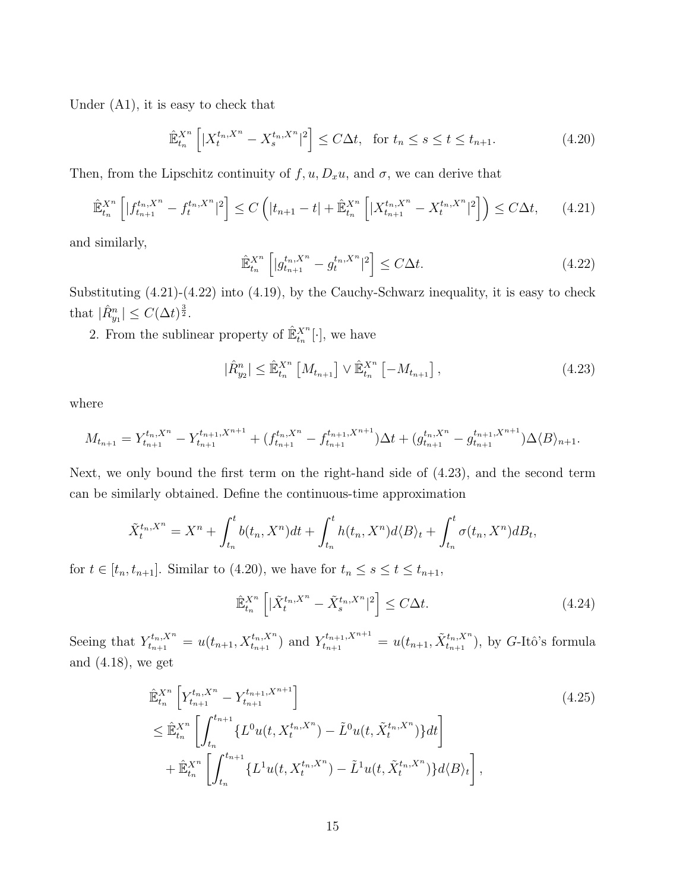Under (A1), it is easy to check that

$$\hat{\mathbb{E}}_{t_n}^{X^n}\left[|X_t^{t_n,X^n}-X_s^{t_n,X^n}|^2\right]\leq C\Delta t,\quad \text{for } t_n\leq s\leq t\leq t_{n+1}. \tag{4.20}$$

Then, from the Lipschitz continuity of $f, u, D_x u$, and $\sigma$, we can derive that

$$\hat{\mathbb{E}}_{t_n}^{X^n}\left[|f_{t_{n+1}}^{t_n,X^n}-f_t^{t_n,X^n}|^2\right]\leq C\left(|t_{n+1}-t|+\hat{\mathbb{E}}_{t_n}^{X^n}\left[|X_{t_{n+1}}^{t_n,X^n}-X_t^{t_n,X^n}|^2\right]\right)\leq C\Delta t, \tag{4.21}$$

and similarly,

$$\hat{\mathbb{E}}_{t_n}^{X^n}\left[|g_{t_{n+1}}^{t_n,X^n}-g_t^{t_n,X^n}|^2\right]\leq C\Delta t. \tag{4.22}$$

Substituting (4.21)-(4.22) into (4.19), by the Cauchy-Schwarz inequality, it is easy to check that $|\hat{R}_{y_1}^n|\leq C(\Delta t)^{\frac{3}{2}}$.

2. From the sublinear property of $\hat{\mathbb{E}}_{t_n}^{X^n}[\cdot]$, we have

$$|\hat{R}_{y_2}^n|\leq \hat{\mathbb{E}}_{t_n}^{X^n}\left[M_{t_{n+1}}\right]\vee \hat{\mathbb{E}}_{t_n}^{X^n}\left[-M_{t_{n+1}}\right], \tag{4.23}$$

where

$$M_{t_{n+1}}=Y_{t_{n+1}}^{t_n,X^n}-Y_{t_{n+1}}^{t_{n+1},X^{n+1}}+(f_{t_{n+1}}^{t_n,X^n}-f_{t_{n+1}}^{t_{n+1},X^{n+1}})\Delta t+(g_{t_{n+1}}^{t_n,X^n}-g_{t_{n+1}}^{t_{n+1},X^{n+1}})\Delta\langle B\rangle_{n+1}.$$

Next, we only bound the first term on the right-hand side of (4.23), and the second term can be similarly obtained. Define the continuous-time approximation

$$\tilde{X}_t^{t_n,X^n}=X^n+\int_{t_n}^t b(t_n,X^n)dt+\int_{t_n}^t h(t_n,X^n)d\langle B\rangle_t+\int_{t_n}^t \sigma(t_n,X^n)dB_t,$$

for $t\in[t_n,t_{n+1}]$. Similar to (4.20), we have for $t_n\leq s\leq t\leq t_{n+1}$,

$$\hat{\mathbb{E}}_{t_n}^{X^n}\left[|\tilde{X}_t^{t_n,X^n}-\tilde{X}_s^{t_n,X^n}|^2\right]\leq C\Delta t. \tag{4.24}$$

Seeing that $Y_{t_{n+1}}^{t_n,X^n}=u(t_{n+1},X_{t_{n+1}}^{t_n,X^n})$ and $Y_{t_{n+1}}^{t_{n+1},X^{n+1}}=u(t_{n+1},\tilde{X}_{t_{n+1}}^{t_n,X^n})$, by $G$-Itô's formula and (4.18), we get

$$\begin{aligned}
&\hat{\mathbb{E}}_{t_n}^{X^n}\left[Y_{t_{n+1}}^{t_n,X^n}-Y_{t_{n+1}}^{t_{n+1},X^{n+1}}\right] \\
&\leq \hat{\mathbb{E}}_{t_n}^{X^n}\left[\int_{t_n}^{t_{n+1}}\{L^0u(t,X_t^{t_n,X^n})-\tilde{L}^0u(t,\tilde{X}_t^{t_n,X^n})\}dt\right] \\
&\quad+\hat{\mathbb{E}}_{t_n}^{X^n}\left[\int_{t_n}^{t_{n+1}}\{L^1u(t,X_t^{t_n,X^n})-\tilde{L}^1u(t,\tilde{X}_t^{t_n,X^n})\}d\langle B\rangle_t\right],
\end{aligned} \tag{4.25}$$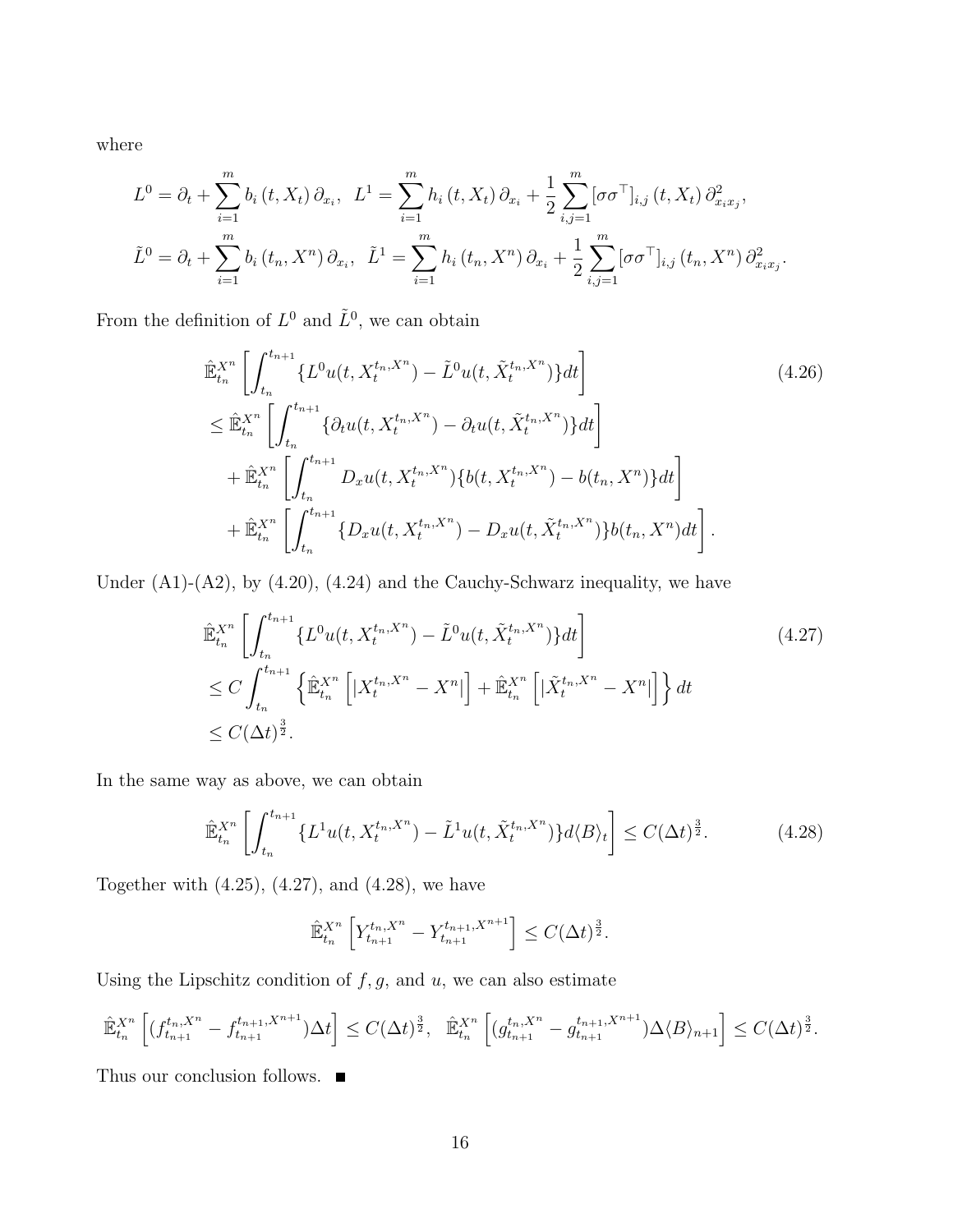where

$$
\begin{aligned}
L^0 &= \partial_t + \sum_{i=1}^{m} b_i\left(t, X_t\right)\partial_{x_i}, \quad L^1 = \sum_{i=1}^{m} h_i\left(t, X_t\right)\partial_{x_i} + \frac{1}{2}\sum_{i,j=1}^{m}[\sigma\sigma^\top]_{i,j}\left(t, X_t\right)\partial^2_{x_i x_j}, \\
\tilde{L}^0 &= \partial_t + \sum_{i=1}^{m} b_i\left(t_n, X^n\right)\partial_{x_i}, \quad \tilde{L}^1 = \sum_{i=1}^{m} h_i\left(t_n, X^n\right)\partial_{x_i} + \frac{1}{2}\sum_{i,j=1}^{m}[\sigma\sigma^\top]_{i,j}\left(t_n, X^n\right)\partial^2_{x_i x_j}.
\end{aligned}
$$

From the definition of $L^0$ and $\tilde{L}^0$, we can obtain

$$
\begin{aligned}
&\hat{\mathbb{E}}_{t_n}^{X^n}\left[\int_{t_n}^{t_{n+1}}\{L^0 u(t, X_t^{t_n,X^n}) - \tilde{L}^0 u(t, \tilde{X}_t^{t_n,X^n})\}dt\right] \\
&\leq \hat{\mathbb{E}}_{t_n}^{X^n}\left[\int_{t_n}^{t_{n+1}}\{\partial_t u(t, X_t^{t_n,X^n}) - \partial_t u(t, \tilde{X}_t^{t_n,X^n})\}dt\right] \\
&\quad + \hat{\mathbb{E}}_{t_n}^{X^n}\left[\int_{t_n}^{t_{n+1}} D_x u(t, X_t^{t_n,X^n})\{b(t, X_t^{t_n,X^n}) - b(t_n, X^n)\}dt\right] \\
&\quad + \hat{\mathbb{E}}_{t_n}^{X^n}\left[\int_{t_n}^{t_{n+1}}\{D_x u(t, X_t^{t_n,X^n}) - D_x u(t, \tilde{X}_t^{t_n,X^n})\}b(t_n, X^n)dt\right].
\end{aligned}
\tag{4.26}
$$

Under (A1)-(A2), by (4.20), (4.24) and the Cauchy-Schwarz inequality, we have

$$
\begin{aligned}
&\hat{\mathbb{E}}_{t_n}^{X^n}\left[\int_{t_n}^{t_{n+1}}\{L^0 u(t, X_t^{t_n,X^n}) - \tilde{L}^0 u(t, \tilde{X}_t^{t_n,X^n})\}dt\right] \\
&\leq C\int_{t_n}^{t_{n+1}}\left\{\hat{\mathbb{E}}_{t_n}^{X^n}\left[|X_t^{t_n,X^n} - X^n|\right] + \hat{\mathbb{E}}_{t_n}^{X^n}\left[|\tilde{X}_t^{t_n,X^n} - X^n|\right]\right\}dt \\
&\leq C(\Delta t)^{\frac{3}{2}}.
\end{aligned}
\tag{4.27}
$$

In the same way as above, we can obtain

$$
\hat{\mathbb{E}}_{t_n}^{X^n}\left[\int_{t_n}^{t_{n+1}}\{L^1 u(t, X_t^{t_n,X^n}) - \tilde{L}^1 u(t, \tilde{X}_t^{t_n,X^n})\}d\langle B\rangle_t\right] \leq C(\Delta t)^{\frac{3}{2}}. \tag{4.28}
$$

Together with (4.25), (4.27), and (4.28), we have

$$
\hat{\mathbb{E}}_{t_n}^{X^n}\left[Y_{t_{n+1}}^{t_n,X^n} - Y_{t_{n+1}}^{t_{n+1},X^{n+1}}\right] \leq C(\Delta t)^{\frac{3}{2}}.
$$

Using the Lipschitz condition of $f, g$, and $u$, we can also estimate

$$
\hat{\mathbb{E}}_{t_n}^{X^n}\left[(f_{t_{n+1}}^{t_n,X^n} - f_{t_{n+1}}^{t_{n+1},X^{n+1}})\Delta t\right] \leq C(\Delta t)^{\frac{3}{2}}, \quad \hat{\mathbb{E}}_{t_n}^{X^n}\left[(g_{t_{n+1}}^{t_n,X^n} - g_{t_{n+1}}^{t_{n+1},X^{n+1}})\Delta\langle B\rangle_{n+1}\right] \leq C(\Delta t)^{\frac{3}{2}}.
$$

Thus our conclusion follows. ∎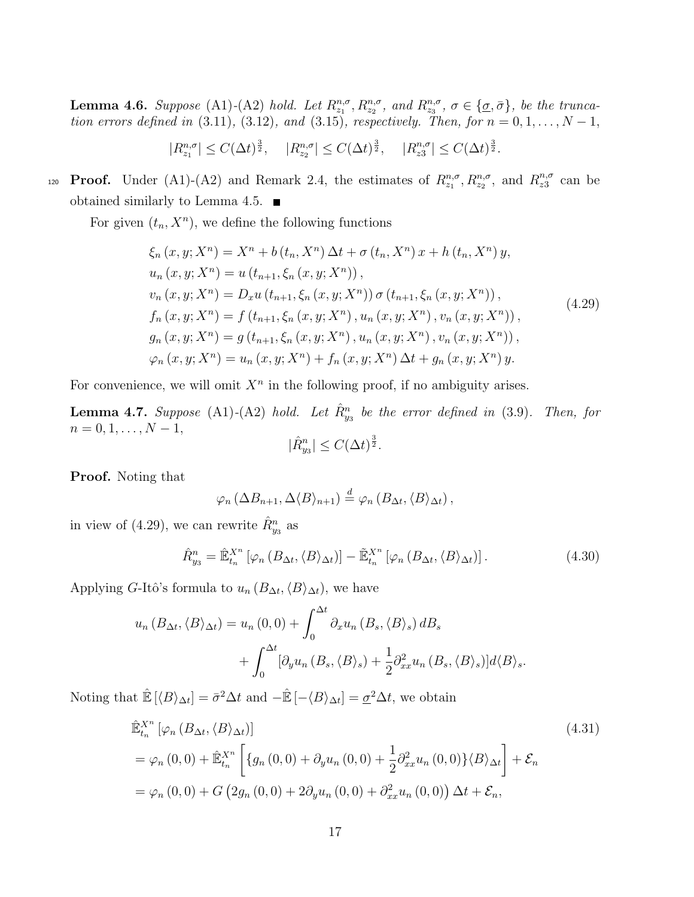**Lemma 4.6.** *Suppose* (A1)-(A2) *hold. Let* $R_{z_1}^{n,\sigma}, R_{z_2}^{n,\sigma}$, *and* $R_{z3}^{n,\sigma}$, $\sigma \in \{\underline{\sigma}, \bar{\sigma}\}$, *be the truncation errors defined in* (3.11), (3.12), *and* (3.15), *respectively. Then, for* $n = 0, 1, \ldots, N-1$,

$$|R_{z_1}^{n,\sigma}| \leq C(\Delta t)^{\frac{3}{2}}, \quad |R_{z_2}^{n,\sigma}| \leq C(\Delta t)^{\frac{3}{2}}, \quad |R_{z3}^{n,\sigma}| \leq C(\Delta t)^{\frac{3}{2}}.$$

**Proof.** Under (A1)-(A2) and Remark 2.4, the estimates of $R_{z_1}^{n,\sigma}, R_{z_2}^{n,\sigma}$, and $R_{z3}^{n,\sigma}$ can be obtained similarly to Lemma 4.5. ■

For given $(t_n, X^n)$, we define the following functions

$$\begin{aligned}
&\xi_n(x, y; X^n) = X^n + b(t_n, X^n)\Delta t + \sigma(t_n, X^n)x + h(t_n, X^n)y, \\
&u_n(x, y; X^n) = u(t_{n+1}, \xi_n(x, y; X^n)), \\
&v_n(x, y; X^n) = D_x u(t_{n+1}, \xi_n(x, y; X^n))\,\sigma(t_{n+1}, \xi_n(x, y; X^n)), \\
&f_n(x, y; X^n) = f(t_{n+1}, \xi_n(x, y; X^n), u_n(x, y; X^n), v_n(x, y; X^n)), \\
&g_n(x, y; X^n) = g(t_{n+1}, \xi_n(x, y; X^n), u_n(x, y; X^n), v_n(x, y; X^n)), \\
&\varphi_n(x, y; X^n) = u_n(x, y; X^n) + f_n(x, y; X^n)\Delta t + g_n(x, y; X^n)\,y.
\end{aligned} \tag{4.29}$$

For convenience, we will omit $X^n$ in the following proof, if no ambiguity arises.

**Lemma 4.7.** *Suppose* (A1)-(A2) *hold. Let* $\hat{R}_{y_3}^n$ *be the error defined in* (3.9). *Then, for* $n = 0, 1, \ldots, N-1$,

$$|\hat{R}_{y_3}^n| \leq C(\Delta t)^{\frac{3}{2}}.$$

**Proof.** Noting that

$$\varphi_n(\Delta B_{n+1}, \Delta\langle B\rangle_{n+1}) \overset{d}{=} \varphi_n(B_{\Delta t}, \langle B\rangle_{\Delta t}),$$

in view of (4.29), we can rewrite $\hat{R}_{y_3}^n$ as

$$\hat{R}_{y_3}^n = \hat{\mathbb{E}}_{t_n}^{X^n}[\varphi_n(B_{\Delta t}, \langle B\rangle_{\Delta t})] - \tilde{\mathbb{E}}_{t_n}^{X^n}[\varphi_n(B_{\Delta t}, \langle B\rangle_{\Delta t})]. \tag{4.30}$$

Applying $G$-Itô's formula to $u_n(B_{\Delta t}, \langle B\rangle_{\Delta t})$, we have

$$\begin{aligned}
u_n(B_{\Delta t}, \langle B\rangle_{\Delta t}) = u_n(0,0) &+ \int_0^{\Delta t} \partial_x u_n(B_s, \langle B\rangle_s)\, dB_s \\
&+ \int_0^{\Delta t} [\partial_y u_n(B_s, \langle B\rangle_s) + \frac{1}{2}\partial_{xx}^2 u_n(B_s, \langle B\rangle_s)] d\langle B\rangle_s.
\end{aligned}$$

Noting that $\hat{\mathbb{E}}[\langle B\rangle_{\Delta t}] = \bar{\sigma}^2\Delta t$ and $-\hat{\mathbb{E}}[-\langle B\rangle_{\Delta t}] = \underline{\sigma}^2\Delta t$, we obtain

$$\begin{aligned}
&\hat{\mathbb{E}}_{t_n}^{X^n}[\varphi_n(B_{\Delta t}, \langle B\rangle_{\Delta t})] \\
&= \varphi_n(0,0) + \hat{\mathbb{E}}_{t_n}^{X^n}\left[\{g_n(0,0) + \partial_y u_n(0,0) + \frac{1}{2}\partial_{xx}^2 u_n(0,0)\}\langle B\rangle_{\Delta t}\right] + \mathcal{E}_n \\
&= \varphi_n(0,0) + G\left(2g_n(0,0) + 2\partial_y u_n(0,0) + \partial_{xx}^2 u_n(0,0)\right)\Delta t + \mathcal{E}_n,
\end{aligned} \tag{4.31}$$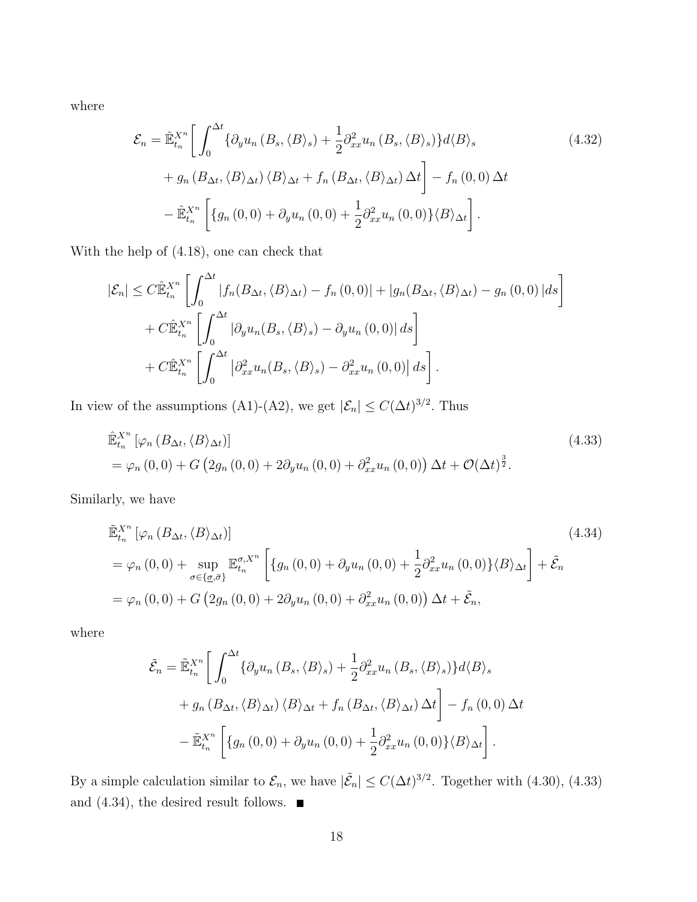where

$$
\begin{aligned}
\mathcal{E}_n = \hat{\mathbb{E}}_{t_n}^{X^n}\bigg[ &\int_0^{\Delta t} \{\partial_y u_n\left(B_s, \langle B\rangle_s\right) + \frac{1}{2}\partial_{xx}^2 u_n\left(B_s, \langle B\rangle_s\right)\} d\langle B\rangle_s \\
&+ g_n\left(B_{\Delta t}, \langle B\rangle_{\Delta t}\right)\langle B\rangle_{\Delta t} + f_n\left(B_{\Delta t}, \langle B\rangle_{\Delta t}\right)\Delta t\bigg] - f_n\left(0,0\right)\Delta t \\
&- \hat{\mathbb{E}}_{t_n}^{X^n}\left[\{g_n\left(0,0\right) + \partial_y u_n\left(0,0\right) + \frac{1}{2}\partial_{xx}^2 u_n\left(0,0\right)\}\langle B\rangle_{\Delta t}\right].
\end{aligned}
\tag{4.32}
$$

With the help of (4.18), one can check that

$$
\begin{aligned}
|\mathcal{E}_n| \leq\, & C\hat{\mathbb{E}}_{t_n}^{X^n}\left[\int_0^{\Delta t} |f_n(B_{\Delta t}, \langle B\rangle_{\Delta t}) - f_n\left(0,0\right)| + |g_n(B_{\Delta t}, \langle B\rangle_{\Delta t}) - g_n\left(0,0\right)| ds\right] \\
&+ C\hat{\mathbb{E}}_{t_n}^{X^n}\left[\int_0^{\Delta t} |\partial_y u_n(B_s, \langle B\rangle_s) - \partial_y u_n\left(0,0\right)| \, ds\right] \\
&+ C\hat{\mathbb{E}}_{t_n}^{X^n}\left[\int_0^{\Delta t} \left|\partial_{xx}^2 u_n(B_s, \langle B\rangle_s) - \partial_{xx}^2 u_n\left(0,0\right)\right| ds\right].
\end{aligned}
$$

In view of the assumptions (A1)-(A2), we get $|\mathcal{E}_n| \leq C(\Delta t)^{3/2}$. Thus

$$
\begin{aligned}
&\hat{\mathbb{E}}_{t_n}^{X^n}\left[\varphi_n\left(B_{\Delta t}, \langle B\rangle_{\Delta t}\right)\right] \\
&= \varphi_n\left(0,0\right) + G\left(2g_n\left(0,0\right) + 2\partial_y u_n\left(0,0\right) + \partial_{xx}^2 u_n\left(0,0\right)\right)\Delta t + \mathcal{O}(\Delta t)^{\frac{3}{2}}.
\end{aligned}
\tag{4.33}
$$

Similarly, we have

$$
\begin{aligned}
&\tilde{\mathbb{E}}_{t_n}^{X^n}\left[\varphi_n\left(B_{\Delta t}, \langle B\rangle_{\Delta t}\right)\right] \\
&= \varphi_n\left(0,0\right) + \sup_{\sigma\in\{\underline{\sigma},\bar{\sigma}\}} \mathbb{E}_{t_n}^{\sigma, X^n}\left[\{g_n\left(0,0\right) + \partial_y u_n\left(0,0\right) + \frac{1}{2}\partial_{xx}^2 u_n\left(0,0\right)\}\langle B\rangle_{\Delta t}\right] + \tilde{\mathcal{E}}_n \\
&= \varphi_n\left(0,0\right) + G\left(2g_n\left(0,0\right) + 2\partial_y u_n\left(0,0\right) + \partial_{xx}^2 u_n\left(0,0\right)\right)\Delta t + \tilde{\mathcal{E}}_n,
\end{aligned}
\tag{4.34}
$$

where

$$
\begin{aligned}
\tilde{\mathcal{E}}_n = \tilde{\mathbb{E}}_{t_n}^{X^n}\bigg[ &\int_0^{\Delta t} \{\partial_y u_n\left(B_s, \langle B\rangle_s\right) + \frac{1}{2}\partial_{xx}^2 u_n\left(B_s, \langle B\rangle_s\right)\} d\langle B\rangle_s \\
&+ g_n\left(B_{\Delta t}, \langle B\rangle_{\Delta t}\right)\langle B\rangle_{\Delta t} + f_n\left(B_{\Delta t}, \langle B\rangle_{\Delta t}\right)\Delta t\bigg] - f_n\left(0,0\right)\Delta t \\
&- \tilde{\mathbb{E}}_{t_n}^{X^n}\left[\{g_n\left(0,0\right) + \partial_y u_n\left(0,0\right) + \frac{1}{2}\partial_{xx}^2 u_n\left(0,0\right)\}\langle B\rangle_{\Delta t}\right].
\end{aligned}
$$

By a simple calculation similar to $\mathcal{E}_n$, we have $|\tilde{\mathcal{E}}_n| \leq C(\Delta t)^{3/2}$. Together with (4.30), (4.33) and (4.34), the desired result follows. ∎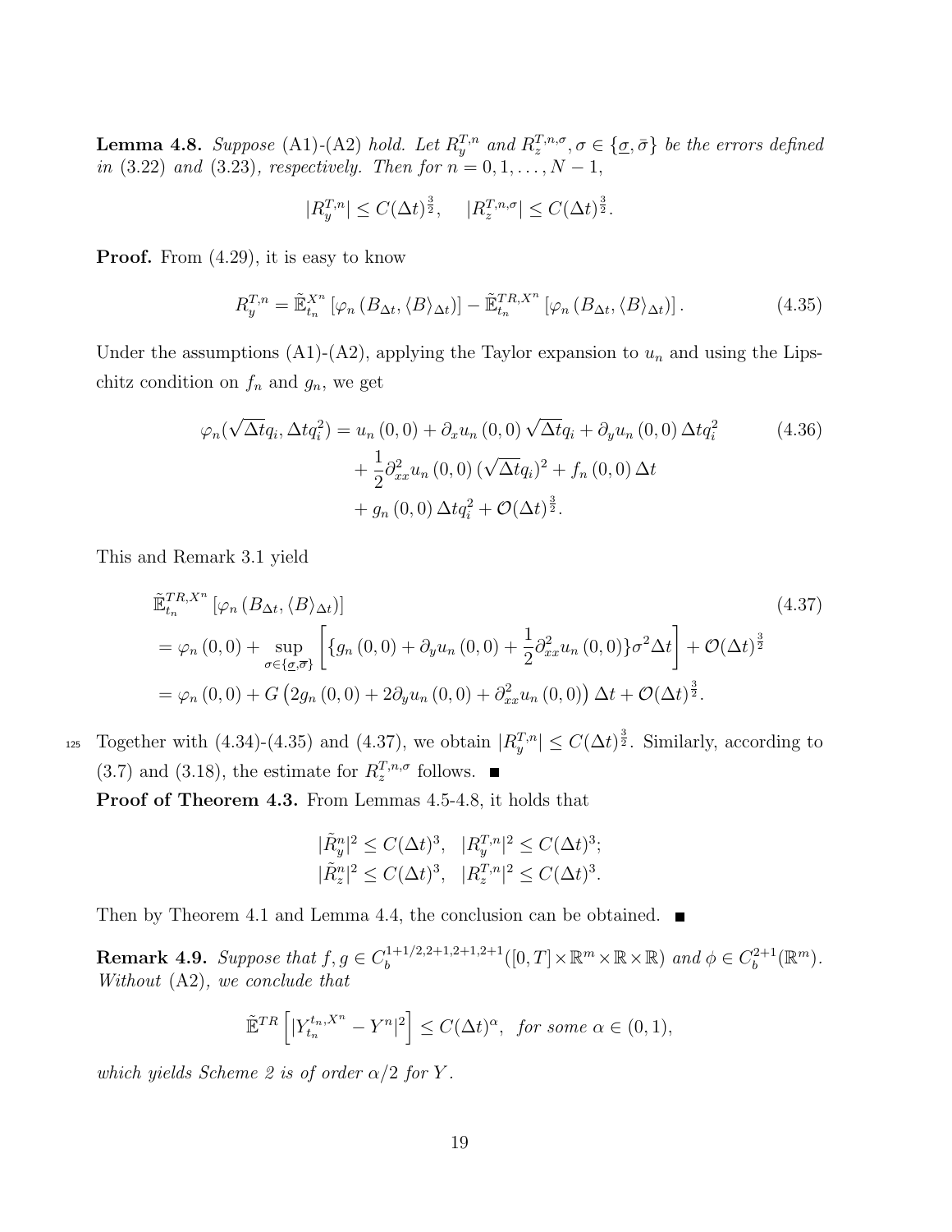**Lemma 4.8.** *Suppose* (A1)-(A2) *hold. Let $R_y^{T,n}$ and $R_z^{T,n,\sigma}, \sigma \in \{\underline{\sigma}, \bar{\sigma}\}$ be the errors defined in* (3.22) *and* (3.23)*, respectively. Then for $n = 0, 1, \ldots, N-1$,*

$$|R_y^{T,n}| \le C(\Delta t)^{\frac{3}{2}}, \quad |R_z^{T,n,\sigma}| \le C(\Delta t)^{\frac{3}{2}}.$$

**Proof.** From (4.29), it is easy to know

$$R_y^{T,n} = \tilde{\mathbb{E}}_{t_n}^{X^n}\left[\varphi_n\left(B_{\Delta t}, \langle B\rangle_{\Delta t}\right)\right] - \tilde{\mathbb{E}}_{t_n}^{TR,X^n}\left[\varphi_n\left(B_{\Delta t}, \langle B\rangle_{\Delta t}\right)\right]. \tag{4.35}$$

Under the assumptions (A1)-(A2), applying the Taylor expansion to $u_n$ and using the Lipschitz condition on $f_n$ and $g_n$, we get

$$\begin{aligned}
\varphi_n(\sqrt{\Delta t}q_i, \Delta t q_i^2) = {} & u_n(0,0) + \partial_x u_n(0,0)\sqrt{\Delta t}q_i + \partial_y u_n(0,0)\Delta t q_i^2 \\
& + \frac{1}{2}\partial_{xx}^2 u_n(0,0)(\sqrt{\Delta t}q_i)^2 + f_n(0,0)\Delta t \\
& + g_n(0,0)\Delta t q_i^2 + \mathcal{O}(\Delta t)^{\frac{3}{2}}.
\end{aligned} \tag{4.36}$$

This and Remark 3.1 yield

$$\begin{aligned}
& \tilde{\mathbb{E}}_{t_n}^{TR,X^n}\left[\varphi_n\left(B_{\Delta t}, \langle B\rangle_{\Delta t}\right)\right] \\
& = \varphi_n(0,0) + \sup_{\sigma\in\{\underline{\sigma},\overline{\sigma}\}}\left[\{g_n(0,0) + \partial_y u_n(0,0) + \frac{1}{2}\partial_{xx}^2 u_n(0,0)\}\sigma^2\Delta t\right] + \mathcal{O}(\Delta t)^{\frac{3}{2}} \\
& = \varphi_n(0,0) + G\left(2g_n(0,0) + 2\partial_y u_n(0,0) + \partial_{xx}^2 u_n(0,0)\right)\Delta t + \mathcal{O}(\Delta t)^{\frac{3}{2}}.
\end{aligned} \tag{4.37}$$

Together with (4.34)-(4.35) and (4.37), we obtain $|R_y^{T,n}| \le C(\Delta t)^{\frac{3}{2}}$. Similarly, according to (3.7) and (3.18), the estimate for $R_z^{T,n,\sigma}$ follows. ■

**Proof of Theorem 4.3.** From Lemmas 4.5-4.8, it holds that

$$\begin{aligned}
|\tilde{R}_y^n|^2 \le C(\Delta t)^3, \quad |R_y^{T,n}|^2 \le C(\Delta t)^3; \\
|\tilde{R}_z^n|^2 \le C(\Delta t)^3, \quad |R_z^{T,n}|^2 \le C(\Delta t)^3.
\end{aligned}$$

Then by Theorem 4.1 and Lemma 4.4, the conclusion can be obtained. ■

**Remark 4.9.** *Suppose that $f, g \in C_b^{1+1/2,2+1,2+1,2+1}([0,T]\times\mathbb{R}^m\times\mathbb{R}\times\mathbb{R})$ and $\phi \in C_b^{2+1}(\mathbb{R}^m)$. Without* (A2)*, we conclude that*

$$\tilde{\mathbb{E}}^{TR}\left[|Y_{t_n}^{t_n,X^n} - Y^n|^2\right] \le C(\Delta t)^{\alpha}, \text{ for some } \alpha \in (0,1),$$

*which yields Scheme 2 is of order $\alpha/2$ for $Y$.*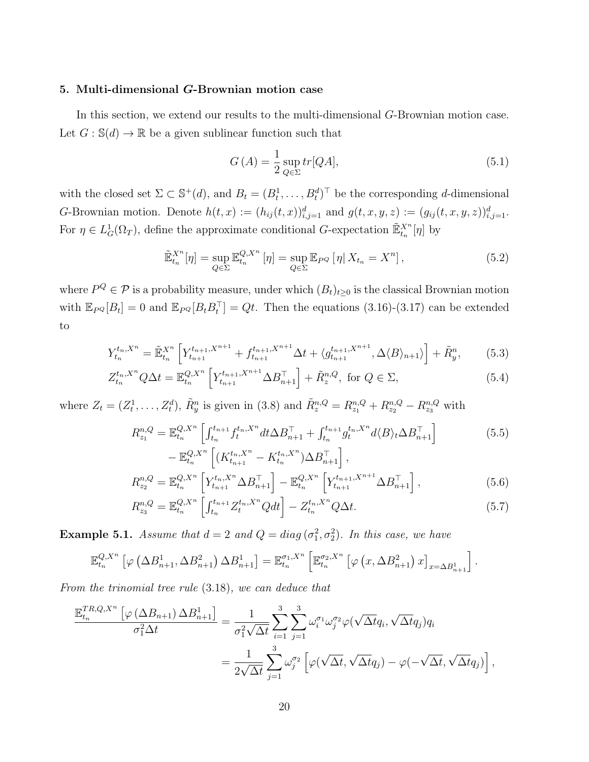## 5. Multi-dimensional *G*-Brownian motion case

In this section, we extend our results to the multi-dimensional $G$-Brownian motion case. Let $G : \mathbb{S}(d) \to \mathbb{R}$ be a given sublinear function such that

$$G(A) = \frac{1}{2} \sup_{Q \in \Sigma} tr[QA], \tag{5.1}$$

with the closed set $\Sigma \subset \mathbb{S}^+(d)$, and $B_t = (B_t^1, \ldots, B_t^d)^\top$ be the corresponding $d$-dimensional $G$-Brownian motion. Denote $h(t,x) := (h_{ij}(t,x))_{i,j=1}^d$ and $g(t,x,y,z) := (g_{ij}(t,x,y,z))_{i,j=1}^d$. For $\eta \in L_G^1(\Omega_T)$, define the approximate conditional $G$-expectation $\tilde{\mathbb{E}}_{t_n}^{X^n}[\eta]$ by

$$\tilde{\mathbb{E}}_{t_n}^{X^n}[\eta] = \sup_{Q \in \Sigma} \mathbb{E}_{t_n}^{Q,X^n}[\eta] = \sup_{Q \in \Sigma} \mathbb{E}_{P^Q}[\eta | X_{t_n} = X^n], \tag{5.2}$$

where $P^Q \in \mathcal{P}$ is a probability measure, under which $(B_t)_{t \geq 0}$ is the classical Brownian motion with $\mathbb{E}_{P^Q}[B_t] = 0$ and $\mathbb{E}_{P^Q}[B_t B_t^\top] = Qt$. Then the equations (3.16)-(3.17) can be extended to

$$Y_{t_n}^{t_n,X^n} = \tilde{\mathbb{E}}_{t_n}^{X^n}\left[Y_{t_{n+1}}^{t_{n+1},X^{n+1}} + f_{t_{n+1}}^{t_{n+1},X^{n+1}}\Delta t + \langle g_{t_{n+1}}^{t_{n+1},X^{n+1}}, \Delta\langle B\rangle_{n+1}\rangle\right] + \tilde{R}_y^n, \tag{5.3}$$

$$Z_{t_n}^{t_n,X^n} Q \Delta t = \mathbb{E}_{t_n}^{Q,X^n}\left[Y_{t_{n+1}}^{t_{n+1},X^{n+1}} \Delta B_{n+1}^\top\right] + \tilde{R}_z^{n,Q}, \text{ for } Q \in \Sigma, \tag{5.4}$$

where $Z_t = (Z_t^1, \ldots, Z_t^d)$, $\tilde{R}_y^n$ is given in (3.8) and $\tilde{R}_z^{n,Q} = R_{z_1}^{n,Q} + R_{z_2}^{n,Q} - R_{z_3}^{n,Q}$ with

$$\begin{aligned} R_{z_1}^{n,Q} &= \mathbb{E}_{t_n}^{Q,X^n}\left[\int_{t_n}^{t_{n+1}} f_t^{t_n,X^n} dt \Delta B_{n+1}^\top + \int_{t_n}^{t_{n+1}} g_t^{t_n,X^n} d\langle B\rangle_t \Delta B_{n+1}^\top\right] \\ &\quad - \mathbb{E}_{t_n}^{Q,X^n}\left[(K_{t_{n+1}}^{t_n,X^n} - K_{t_n}^{t_n,X^n})\Delta B_{n+1}^\top\right], \end{aligned} \tag{5.5}$$

$$R_{z_2}^{n,Q} = \mathbb{E}_{t_n}^{Q,X^n}\left[Y_{t_{n+1}}^{t_n,X^n} \Delta B_{n+1}^\top\right] - \mathbb{E}_{t_n}^{Q,X^n}\left[Y_{t_{n+1}}^{t_{n+1},X^{n+1}} \Delta B_{n+1}^\top\right], \tag{5.6}$$

$$R_{z_3}^{n,Q} = \mathbb{E}_{t_n}^{Q,X^n}\left[\int_{t_n}^{t_{n+1}} Z_t^{t_n,X^n} Q dt\right] - Z_{t_n}^{t_n,X^n} Q \Delta t. \tag{5.7}$$

**Example 5.1.** *Assume that $d = 2$ and $Q = diag(\sigma_1^2, \sigma_2^2)$. In this case, we have*

$$\mathbb{E}_{t_n}^{Q,X^n}\left[\varphi\left(\Delta B_{n+1}^1, \Delta B_{n+1}^2\right)\Delta B_{n+1}^1\right] = \mathbb{E}_{t_n}^{\sigma_1,X^n}\left[\mathbb{E}_{t_n}^{\sigma_2,X^n}\left[\varphi\left(x, \Delta B_{n+1}^2\right)x\right]_{x=\Delta B_{n+1}^1}\right].$$

*From the trinomial tree rule* (3.18)*, we can deduce that*

$$\begin{aligned} \frac{\mathbb{E}_{t_n}^{TR,Q,X^n}\left[\varphi\left(\Delta B_{n+1}\right)\Delta B_{n+1}^1\right]}{\sigma_1^2 \Delta t} &= \frac{1}{\sigma_1^2\sqrt{\Delta t}} \sum_{i=1}^3 \sum_{j=1}^3 \omega_i^{\sigma_1}\omega_j^{\sigma_2}\varphi(\sqrt{\Delta t}q_i, \sqrt{\Delta t}q_j)q_i \\ &= \frac{1}{2\sqrt{\Delta t}} \sum_{j=1}^3 \omega_j^{\sigma_2}\left[\varphi(\sqrt{\Delta t}, \sqrt{\Delta t}q_j) - \varphi(-\sqrt{\Delta t}, \sqrt{\Delta t}q_j)\right], \end{aligned}$$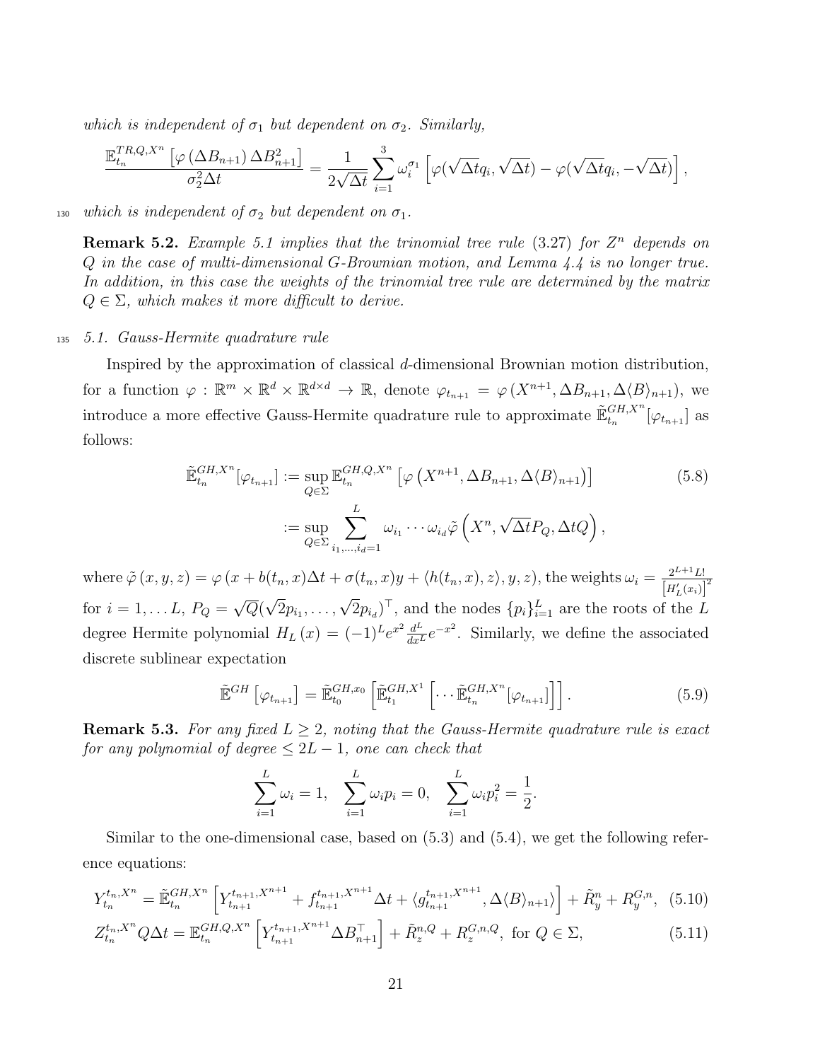*which is independent of $\sigma_1$ but dependent on $\sigma_2$. Similarly,*

$$\frac{\mathbb{E}_{t_n}^{TR,Q,X^n}\left[\varphi\left(\Delta B_{n+1}\right)\Delta B_{n+1}^2\right]}{\sigma_2^2\Delta t} = \frac{1}{2\sqrt{\Delta t}}\sum_{i=1}^{3}\omega_i^{\sigma_1}\left[\varphi(\sqrt{\Delta t}q_i,\sqrt{\Delta t}) - \varphi(\sqrt{\Delta t}q_i,-\sqrt{\Delta t})\right],$$

*which is independent of $\sigma_2$ but dependent on $\sigma_1$.*

**Remark 5.2.** *Example 5.1 implies that the trinomial tree rule (3.27) for $Z^n$ depends on $Q$ in the case of multi-dimensional G-Brownian motion, and Lemma 4.4 is no longer true. In addition, in this case the weights of the trinomial tree rule are determined by the matrix $Q \in \Sigma$, which makes it more difficult to derive.*

### 5.1. Gauss-Hermite quadrature rule

Inspired by the approximation of classical $d$-dimensional Brownian motion distribution, for a function $\varphi : \mathbb{R}^m \times \mathbb{R}^d \times \mathbb{R}^{d\times d} \to \mathbb{R}$, denote $\varphi_{t_{n+1}} = \varphi\left(X^{n+1}, \Delta B_{n+1}, \Delta\langle B\rangle_{n+1}\right)$, we introduce a more effective Gauss-Hermite quadrature rule to approximate $\tilde{\mathbb{E}}_{t_n}^{GH,X^n}[\varphi_{t_{n+1}}]$ as follows:

$$\begin{aligned}\tilde{\mathbb{E}}_{t_n}^{GH,X^n}[\varphi_{t_{n+1}}] &:= \sup_{Q\in\Sigma}\mathbb{E}_{t_n}^{GH,Q,X^n}\left[\varphi\left(X^{n+1},\Delta B_{n+1},\Delta\langle B\rangle_{n+1}\right)\right] \\ &:= \sup_{Q\in\Sigma}\sum_{i_1,\ldots,i_d=1}^{L}\omega_{i_1}\cdots\omega_{i_d}\tilde{\varphi}\left(X^n,\sqrt{\Delta t}P_Q,\Delta t Q\right),\end{aligned} \tag{5.8}$$

where $\tilde{\varphi}\left(x,y,z\right) = \varphi\left(x + b(t_n,x)\Delta t + \sigma(t_n,x)y + \langle h(t_n,x),z\rangle, y, z\right)$, the weights $\omega_i = \frac{2^{L+1}L!}{\left[H_L'(x_i)\right]^2}$ for $i = 1,\ldots L$, $P_Q = \sqrt{Q}(\sqrt{2}p_{i_1},\ldots,\sqrt{2}p_{i_d})^\top$, and the nodes $\{p_i\}_{i=1}^L$ are the roots of the $L$ degree Hermite polynomial $H_L\left(x\right) = (-1)^L e^{x^2}\frac{d^L}{dx^L}e^{-x^2}$. Similarly, we define the associated discrete sublinear expectation

$$\tilde{\mathbb{E}}^{GH}\left[\varphi_{t_{n+1}}\right] = \tilde{\mathbb{E}}_{t_0}^{GH,x_0}\left[\tilde{\mathbb{E}}_{t_1}^{GH,X^1}\left[\cdots\tilde{\mathbb{E}}_{t_n}^{GH,X^n}[\varphi_{t_{n+1}}]\right]\right]. \tag{5.9}$$

**Remark 5.3.** *For any fixed $L \geq 2$, noting that the Gauss-Hermite quadrature rule is exact for any polynomial of degree $\leq 2L-1$, one can check that*

$$\sum_{i=1}^{L}\omega_i = 1, \quad \sum_{i=1}^{L}\omega_i p_i = 0, \quad \sum_{i=1}^{L}\omega_i p_i^2 = \frac{1}{2}.$$

Similar to the one-dimensional case, based on (5.3) and (5.4), we get the following reference equations:

$$Y_{t_n}^{t_n,X^n} = \tilde{\mathbb{E}}_{t_n}^{GH,X^n}\left[Y_{t_{n+1}}^{t_{n+1},X^{n+1}} + f_{t_{n+1}}^{t_{n+1},X^{n+1}}\Delta t + \langle g_{t_{n+1}}^{t_{n+1},X^{n+1}},\Delta\langle B\rangle_{n+1}\rangle\right] + \tilde{R}_y^n + R_y^{G,n}, \tag{5.10}$$

$$Z_{t_n}^{t_n,X^n}Q\Delta t = \mathbb{E}_{t_n}^{GH,Q,X^n}\left[Y_{t_{n+1}}^{t_{n+1},X^{n+1}}\Delta B_{n+1}^\top\right] + \tilde{R}_z^{n,Q} + R_z^{G,n,Q}, \text{ for } Q \in \Sigma, \tag{5.11}$$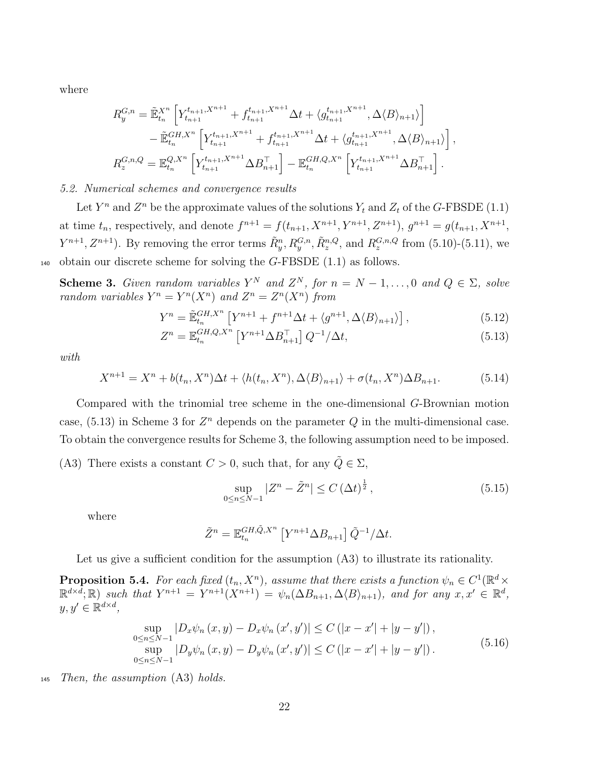where

$$
\begin{aligned}
R_y^{G,n} &= \tilde{\mathbb{E}}_{t_n}^{X^n}\left[Y_{t_{n+1}}^{t_{n+1},X^{n+1}} + f_{t_{n+1}}^{t_{n+1},X^{n+1}}\Delta t + \langle g_{t_{n+1}}^{t_{n+1},X^{n+1}}, \Delta\langle B\rangle_{n+1}\rangle\right] \\
&\quad - \tilde{\mathbb{E}}_{t_n}^{GH,X^n}\left[Y_{t_{n+1}}^{t_{n+1},X^{n+1}} + f_{t_{n+1}}^{t_{n+1},X^{n+1}}\Delta t + \langle g_{t_{n+1}}^{t_{n+1},X^{n+1}}, \Delta\langle B\rangle_{n+1}\rangle\right], \\
R_z^{G,n,Q} &= \mathbb{E}_{t_n}^{Q,X^n}\left[Y_{t_{n+1}}^{t_{n+1},X^{n+1}}\Delta B_{n+1}^\top\right] - \mathbb{E}_{t_n}^{GH,Q,X^n}\left[Y_{t_{n+1}}^{t_{n+1},X^{n+1}}\Delta B_{n+1}^\top\right].
\end{aligned}
$$

### *5.2. Numerical schemes and convergence results*

Let $Y^n$ and $Z^n$ be the approximate values of the solutions $Y_t$ and $Z_t$ of the $G$-FBSDE (1.1) at time $t_n$, respectively, and denote $f^{n+1} = f(t_{n+1}, X^{n+1}, Y^{n+1}, Z^{n+1})$, $g^{n+1} = g(t_{n+1}, X^{n+1}, Y^{n+1}, Z^{n+1})$. By removing the error terms $\tilde{R}_y^n$, $R_y^{G,n}$, $\tilde{R}_z^{n,Q}$, and $R_z^{G,n,Q}$ from (5.10)-(5.11), we obtain our discrete scheme for solving the $G$-FBSDE (1.1) as follows.

**Scheme 3.** *Given random variables $Y^N$ and $Z^N$, for $n = N-1, \ldots, 0$ and $Q \in \Sigma$, solve random variables $Y^n = Y^n(X^n)$ and $Z^n = Z^n(X^n)$ from*

$$
Y^n = \tilde{\mathbb{E}}_{t_n}^{GH,X^n}\left[Y^{n+1} + f^{n+1}\Delta t + \langle g^{n+1}, \Delta\langle B\rangle_{n+1}\rangle\right], \tag{5.12}
$$

$$
Z^n = \mathbb{E}_{t_n}^{GH,Q,X^n}\left[Y^{n+1}\Delta B_{n+1}^\top\right] Q^{-1}/\Delta t, \tag{5.13}
$$

*with*

$$
X^{n+1} = X^n + b(t_n, X^n)\Delta t + \langle h(t_n, X^n), \Delta\langle B\rangle_{n+1}\rangle + \sigma(t_n, X^n)\Delta B_{n+1}. \tag{5.14}
$$

Compared with the trinomial tree scheme in the one-dimensional $G$-Brownian motion case, (5.13) in Scheme 3 for $Z^n$ depends on the parameter $Q$ in the multi-dimensional case. To obtain the convergence results for Scheme 3, the following assumption need to be imposed.

(A3) There exists a constant $C > 0$, such that, for any $\tilde{Q} \in \Sigma$,

$$
\sup_{0 \le n \le N-1} |Z^n - \tilde{Z}^n| \le C(\Delta t)^{\frac{1}{2}}, \tag{5.15}
$$

where

$$
\tilde{Z}^n = \mathbb{E}_{t_n}^{GH,\tilde{Q},X^n}\left[Y^{n+1}\Delta B_{n+1}\right]\tilde{Q}^{-1}/\Delta t.
$$

Let us give a sufficient condition for the assumption (A3) to illustrate its rationality.

**Proposition 5.4.** *For each fixed $(t_n, X^n)$, assume that there exists a function $\psi_n \in C^1(\mathbb{R}^d \times \mathbb{R}^{d\times d}; \mathbb{R})$ such that $Y^{n+1} = Y^{n+1}(X^{n+1}) = \psi_n(\Delta B_{n+1}, \Delta\langle B\rangle_{n+1})$, and for any $x, x' \in \mathbb{R}^d$, $y, y' \in \mathbb{R}^{d\times d}$,*

$$
\begin{aligned}
\sup_{0 \le n \le N-1} |D_x\psi_n(x, y) - D_x\psi_n(x', y')| &\le C(|x - x'| + |y - y'|), \\
\sup_{0 \le n \le N-1} |D_y\psi_n(x, y) - D_y\psi_n(x', y')| &\le C(|x - x'| + |y - y'|).
\end{aligned} \tag{5.16}
$$

*Then, the assumption* (A3) *holds.*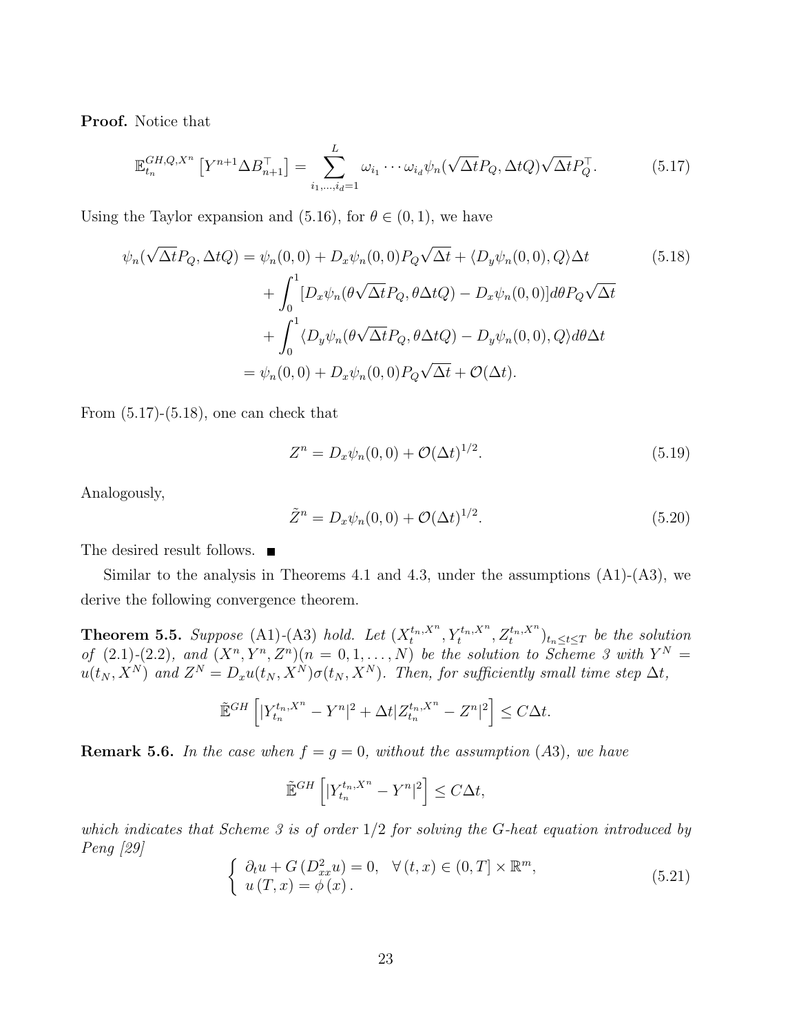**Proof.** Notice that

$$\mathbb{E}_{t_n}^{GH,Q,X^n}\left[Y^{n+1}\Delta B_{n+1}^{\top}\right] = \sum_{i_1,\ldots,i_d=1}^{L} \omega_{i_1}\cdots\omega_{i_d}\psi_n(\sqrt{\Delta t}P_Q, \Delta t Q)\sqrt{\Delta t}P_Q^{\top}. \tag{5.17}$$

Using the Taylor expansion and (5.16), for $\theta \in (0,1)$, we have

$$\begin{aligned}
\psi_n(\sqrt{\Delta t}P_Q, \Delta t Q) &= \psi_n(0,0) + D_x\psi_n(0,0)P_Q\sqrt{\Delta t} + \langle D_y\psi_n(0,0), Q\rangle\Delta t \\
&\quad + \int_0^1 [D_x\psi_n(\theta\sqrt{\Delta t}P_Q, \theta\Delta t Q) - D_x\psi_n(0,0)]d\theta P_Q\sqrt{\Delta t} \\
&\quad + \int_0^1 \langle D_y\psi_n(\theta\sqrt{\Delta t}P_Q, \theta\Delta t Q) - D_y\psi_n(0,0), Q\rangle d\theta \Delta t \\
&= \psi_n(0,0) + D_x\psi_n(0,0)P_Q\sqrt{\Delta t} + \mathcal{O}(\Delta t).
\end{aligned} \tag{5.18}$$

From (5.17)-(5.18), one can check that

$$Z^n = D_x\psi_n(0,0) + \mathcal{O}(\Delta t)^{1/2}. \tag{5.19}$$

Analogously,

$$\tilde{Z}^n = D_x\psi_n(0,0) + \mathcal{O}(\Delta t)^{1/2}. \tag{5.20}$$

The desired result follows. ■

Similar to the analysis in Theorems 4.1 and 4.3, under the assumptions (A1)-(A3), we derive the following convergence theorem.

**Theorem 5.5.** *Suppose* (A1)-(A3) *hold. Let* $(X_t^{t_n,X^n}, Y_t^{t_n,X^n}, Z_t^{t_n,X^n})_{t_n\le t\le T}$ *be the solution of* (2.1)-(2.2)*, and* $(X^n, Y^n, Z^n)(n = 0,1,\ldots,N)$ *be the solution to Scheme 3 with* $Y^N = u(t_N, X^N)$ *and* $Z^N = D_xu(t_N, X^N)\sigma(t_N, X^N)$*. Then, for sufficiently small time step* $\Delta t$*,*

$$\tilde{\mathbb{E}}^{GH}\left[|Y_{t_n}^{t_n,X^n} - Y^n|^2 + \Delta t|Z_{t_n}^{t_n,X^n} - Z^n|^2\right] \le C\Delta t.$$

**Remark 5.6.** *In the case when* $f = g = 0$*, without the assumption* (A3)*, we have*

$$\tilde{\mathbb{E}}^{GH}\left[|Y_{t_n}^{t_n,X^n} - Y^n|^2\right] \le C\Delta t,$$

*which indicates that Scheme 3 is of order* $1/2$ *for solving the G-heat equation introduced by Peng [29]*

$$\begin{cases} \partial_t u + G\left(D_{xx}^2 u\right) = 0, \quad \forall\,(t,x) \in (0,T] \times \mathbb{R}^m, \\ u\,(T,x) = \phi\,(x)\,. \end{cases} \tag{5.21}$$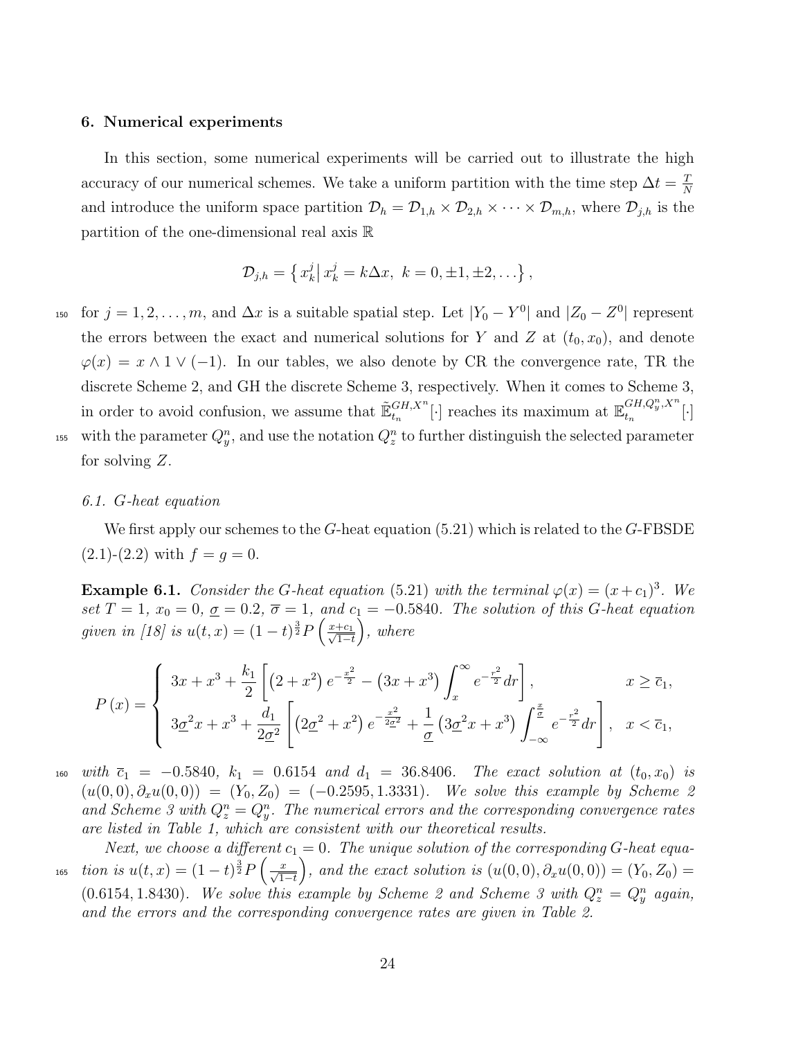## 6. Numerical experiments

In this section, some numerical experiments will be carried out to illustrate the high accuracy of our numerical schemes. We take a uniform partition with the time step $\Delta t = \frac{T}{N}$ and introduce the uniform space partition $\mathcal{D}_h = \mathcal{D}_{1,h} \times \mathcal{D}_{2,h} \times \cdots \times \mathcal{D}_{m,h}$, where $\mathcal{D}_{j,h}$ is the partition of the one-dimensional real axis $\mathbb{R}$

$$\mathcal{D}_{j,h} = \left\{ x_k^j \middle| \, x_k^j = k\Delta x, \ k = 0, \pm 1, \pm 2, \ldots \right\},$$

for $j = 1, 2, \ldots, m$, and $\Delta x$ is a suitable spatial step. Let $|Y_0 - Y^0|$ and $|Z_0 - Z^0|$ represent the errors between the exact and numerical solutions for $Y$ and $Z$ at $(t_0, x_0)$, and denote $\varphi(x) = x \wedge 1 \vee (-1)$. In our tables, we also denote by CR the convergence rate, TR the discrete Scheme 2, and GH the discrete Scheme 3, respectively. When it comes to Scheme 3, in order to avoid confusion, we assume that $\tilde{\mathbb{E}}_{t_n}^{GH,X^n}[\cdot]$ reaches its maximum at $\mathbb{E}_{t_n}^{GH,Q_y^n,X^n}[\cdot]$ with the parameter $Q_y^n$, and use the notation $Q_z^n$ to further distinguish the selected parameter for solving $Z$.

### 6.1. G-heat equation

We first apply our schemes to the $G$-heat equation (5.21) which is related to the $G$-FBSDE (2.1)-(2.2) with $f = g = 0$.

**Example 6.1.** *Consider the G-heat equation (5.21) with the terminal $\varphi(x) = (x + c_1)^3$. We set $T = 1$, $x_0 = 0$, $\underline{\sigma} = 0.2$, $\overline{\sigma} = 1$, and $c_1 = -0.5840$. The solution of this G-heat equation given in [18] is $u(t, x) = (1 - t)^{\frac{3}{2}} P\left(\frac{x + c_1}{\sqrt{1-t}}\right)$, where*

$$P(x) = \begin{cases} 3x + x^3 + \dfrac{k_1}{2}\left[\left(2 + x^2\right) e^{-\frac{x^2}{2}} - \left(3x + x^3\right) \displaystyle\int_x^{\infty} e^{-\frac{r^2}{2}} dr\right], & x \geq \overline{c}_1, \\ 3\underline{\sigma}^2 x + x^3 + \dfrac{d_1}{2\underline{\sigma}^2}\left[\left(2\underline{\sigma}^2 + x^2\right) e^{-\frac{x^2}{2\underline{\sigma}^2}} + \dfrac{1}{\underline{\sigma}}\left(3\underline{\sigma}^2 x + x^3\right) \displaystyle\int_{-\infty}^{\frac{x}{\underline{\sigma}}} e^{-\frac{r^2}{2}} dr\right], & x < \overline{c}_1, \end{cases}$$

*with $\overline{c}_1 = -0.5840$, $k_1 = 0.6154$ and $d_1 = 36.8406$. The exact solution at $(t_0, x_0)$ is $(u(0, 0), \partial_x u(0, 0)) = (Y_0, Z_0) = (-0.2595, 1.3331)$. We solve this example by Scheme 2 and Scheme 3 with $Q_z^n = Q_y^n$. The numerical errors and the corresponding convergence rates are listed in Table 1, which are consistent with our theoretical results.*

*Next, we choose a different $c_1 = 0$. The unique solution of the corresponding G-heat equation is $u(t, x) = (1 - t)^{\frac{3}{2}} P\left(\frac{x}{\sqrt{1-t}}\right)$, and the exact solution is $(u(0, 0), \partial_x u(0, 0)) = (Y_0, Z_0) = (0.6154, 1.8430)$. We solve this example by Scheme 2 and Scheme 3 with $Q_z^n = Q_y^n$ again, and the errors and the corresponding convergence rates are given in Table 2.*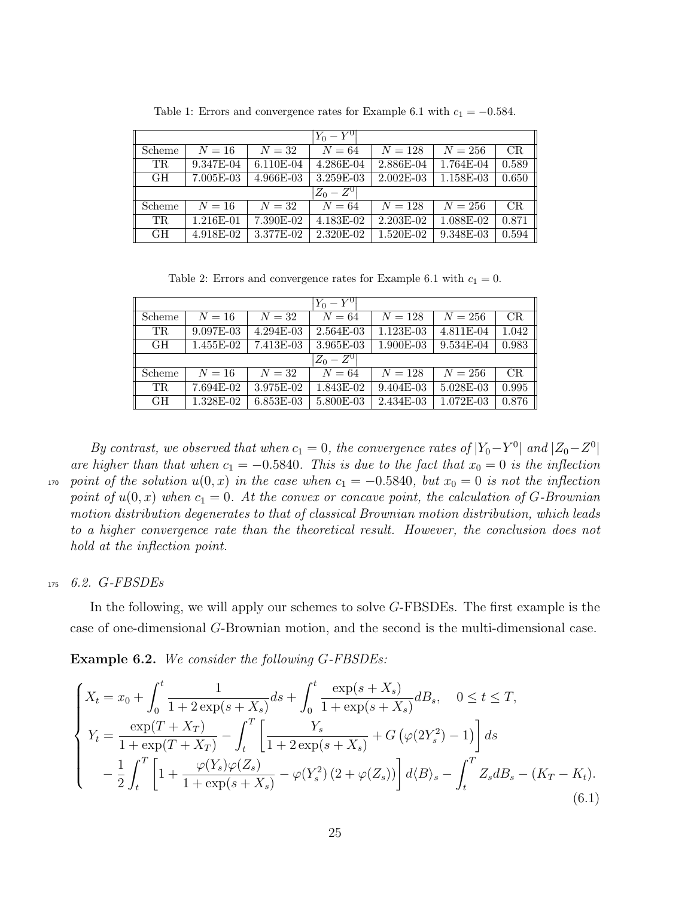Table 1: Errors and convergence rates for Example 6.1 with $c_1 = -0.584$.

| | | | $\lvert Y_0 - Y^0 \rvert$ | | | |
|---|---|---|---|---|---|---|
| Scheme | $N = 16$ | $N = 32$ | $N = 64$ | $N = 128$ | $N = 256$ | CR |
| TR | 9.347E-04 | 6.110E-04 | 4.286E-04 | 2.886E-04 | 1.764E-04 | 0.589 |
| GH | 7.005E-03 | 4.966E-03 | 3.259E-03 | 2.002E-03 | 1.158E-03 | 0.650 |
| | | | $\lvert Z_0 - Z^0 \rvert$ | | | |
| Scheme | $N = 16$ | $N = 32$ | $N = 64$ | $N = 128$ | $N = 256$ | CR |
| TR | 1.216E-01 | 7.390E-02 | 4.183E-02 | 2.203E-02 | 1.088E-02 | 0.871 |
| GH | 4.918E-02 | 3.377E-02 | 2.320E-02 | 1.520E-02 | 9.348E-03 | 0.594 |

Table 2: Errors and convergence rates for Example 6.1 with $c_1 = 0$.

| | | | $\lvert Y_0 - Y^0 \rvert$ | | | |
|---|---|---|---|---|---|---|
| Scheme | $N = 16$ | $N = 32$ | $N = 64$ | $N = 128$ | $N = 256$ | CR |
| TR | 9.097E-03 | 4.294E-03 | 2.564E-03 | 1.123E-03 | 4.811E-04 | 1.042 |
| GH | 1.455E-02 | 7.413E-03 | 3.965E-03 | 1.900E-03 | 9.534E-04 | 0.983 |
| | | | $\lvert Z_0 - Z^0 \rvert$ | | | |
| Scheme | $N = 16$ | $N = 32$ | $N = 64$ | $N = 128$ | $N = 256$ | CR |
| TR | 7.694E-02 | 3.975E-02 | 1.843E-02 | 9.404E-03 | 5.028E-03 | 0.995 |
| GH | 1.328E-02 | 6.853E-03 | 5.800E-03 | 2.434E-03 | 1.072E-03 | 0.876 |

*By contrast, we observed that when $c_1 = 0$, the convergence rates of $|Y_0 - Y^0|$ and $|Z_0 - Z^0|$ are higher than that when $c_1 = -0.5840$. This is due to the fact that $x_0 = 0$ is the inflection point of the solution $u(0, x)$ in the case when $c_1 = -0.5840$, but $x_0 = 0$ is not the inflection point of $u(0, x)$ when $c_1 = 0$. At the convex or concave point, the calculation of $G$-Brownian motion distribution degenerates to that of classical Brownian motion distribution, which leads to a higher convergence rate than the theoretical result. However, the conclusion does not hold at the inflection point.*

### 6.2. G-FBSDEs

In the following, we will apply our schemes to solve $G$-FBSDEs. The first example is the case of one-dimensional $G$-Brownian motion, and the second is the multi-dimensional case.

**Example 6.2.** *We consider the following G-FBSDEs:*

$$
\begin{cases}
X_t = x_0 + \displaystyle\int_0^t \frac{1}{1 + 2\exp(s + X_s)} ds + \int_0^t \frac{\exp(s + X_s)}{1 + \exp(s + X_s)} dB_s, \quad 0 \leq t \leq T, \\
Y_t = \dfrac{\exp(T + X_T)}{1 + \exp(T + X_T)} - \displaystyle\int_t^T \left[ \frac{Y_s}{1 + 2\exp(s + X_s)} + G\left(\varphi(2Y_s^2) - 1\right) \right] ds \\
\quad - \dfrac{1}{2} \displaystyle\int_t^T \left[ 1 + \frac{\varphi(Y_s)\varphi(Z_s)}{1 + \exp(s + X_s)} - \varphi(Y_s^2)\left(2 + \varphi(Z_s)\right) \right] d\langle B \rangle_s - \int_t^T Z_s dB_s - (K_T - K_t).
\end{cases}
\tag{6.1}
$$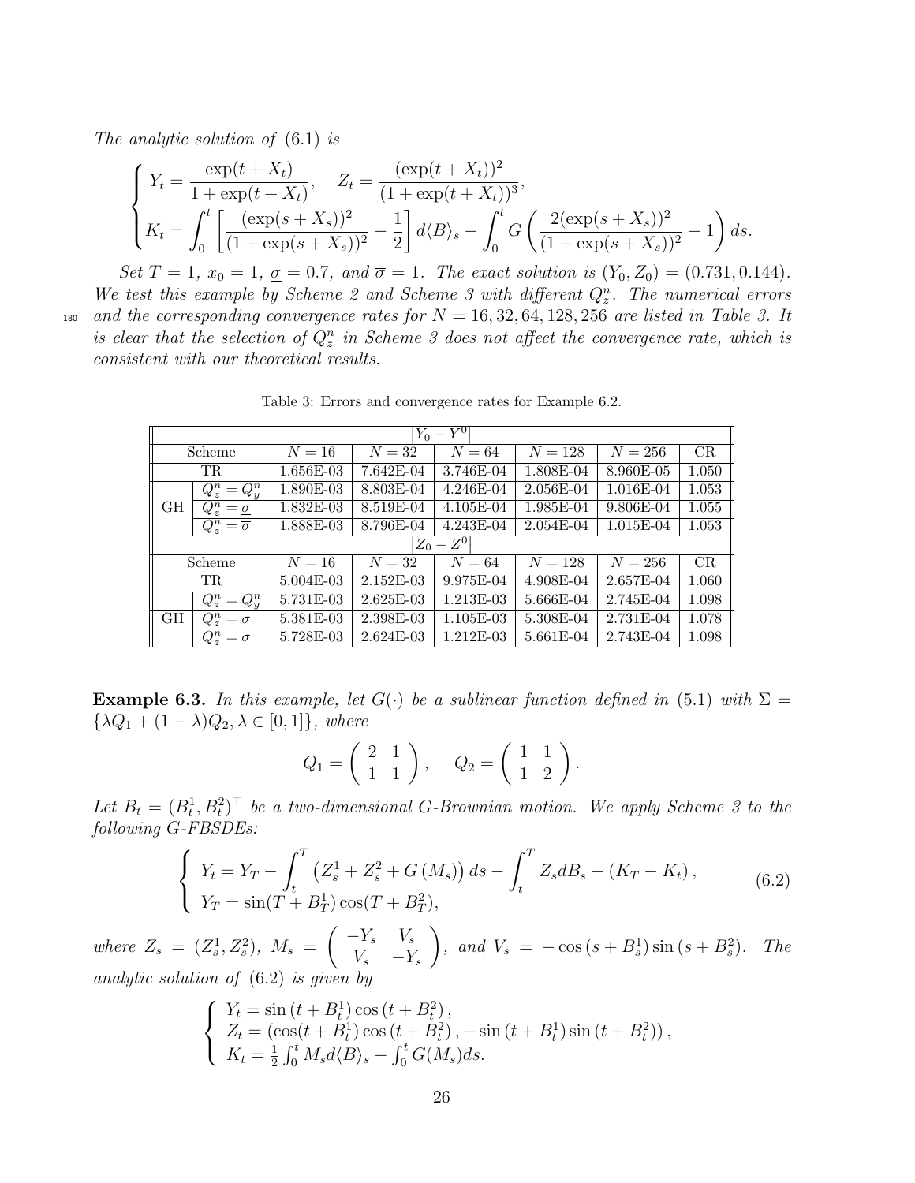*The analytic solution of* (6.1) *is*

$$
\begin{cases}
Y_t = \dfrac{\exp(t+X_t)}{1+\exp(t+X_t)}, \quad Z_t = \dfrac{(\exp(t+X_t))^2}{(1+\exp(t+X_t))^3}, \\
K_t = \displaystyle\int_0^t \left[\frac{(\exp(s+X_s))^2}{(1+\exp(s+X_s))^2} - \frac{1}{2}\right] d\langle B\rangle_s - \int_0^t G\left(\frac{2(\exp(s+X_s))^2}{(1+\exp(s+X_s))^2} - 1\right) ds.
\end{cases}
$$

*Set $T = 1$, $x_0 = 1$, $\underline{\sigma} = 0.7$, and $\overline{\sigma} = 1$. The exact solution is $(Y_0, Z_0) = (0.731, 0.144)$. We test this example by Scheme 2 and Scheme 3 with different $Q_z^n$. The numerical errors and the corresponding convergence rates for $N = 16, 32, 64, 128, 256$ are listed in Table 3. It is clear that the selection of $Q_z^n$ in Scheme 3 does not affect the convergence rate, which is consistent with our theoretical results.*

Table 3: Errors and convergence rates for Example 6.2.

| | | $\lvert Y_0 - Y^0\rvert$ | | | | | |
|---|---|---|---|---|---|---|---|
| Scheme | | $N=16$ | $N=32$ | $N=64$ | $N=128$ | $N=256$ | CR |
| TR | | 1.656E-03 | 7.642E-04 | 3.746E-04 | 1.808E-04 | 8.960E-05 | 1.050 |
| GH | $Q_z^n = Q_y^n$ | 1.890E-03 | 8.803E-04 | 4.246E-04 | 2.056E-04 | 1.016E-04 | 1.053 |
| | $Q_z^n = \underline{\sigma}$ | 1.832E-03 | 8.519E-04 | 4.105E-04 | 1.985E-04 | 9.806E-04 | 1.055 |
| | $Q_z^n = \overline{\sigma}$ | 1.888E-03 | 8.796E-04 | 4.243E-04 | 2.054E-04 | 1.015E-04 | 1.053 |
| | | $\lvert Z_0 - Z^0\rvert$ | | | | | |
| Scheme | | $N=16$ | $N=32$ | $N=64$ | $N=128$ | $N=256$ | CR |
| TR | | 5.004E-03 | 2.152E-03 | 9.975E-04 | 4.908E-04 | 2.657E-04 | 1.060 |
| GH | $Q_z^n = Q_y^n$ | 5.731E-03 | 2.625E-03 | 1.213E-03 | 5.666E-04 | 2.745E-04 | 1.098 |
| | $Q_z^n = \underline{\sigma}$ | 5.381E-03 | 2.398E-03 | 1.105E-03 | 5.308E-04 | 2.731E-04 | 1.078 |
| | $Q_z^n = \overline{\sigma}$ | 5.728E-03 | 2.624E-03 | 1.212E-03 | 5.661E-04 | 2.743E-04 | 1.098 |

**Example 6.3.** *In this example, let $G(\cdot)$ be a sublinear function defined in* (5.1) *with $\Sigma = \{\lambda Q_1 + (1-\lambda)Q_2, \lambda \in [0,1]\}$, where*

$$
Q_1 = \begin{pmatrix} 2 & 1 \\ 1 & 1 \end{pmatrix}, \quad Q_2 = \begin{pmatrix} 1 & 1 \\ 1 & 2 \end{pmatrix}.
$$

*Let $B_t = (B_t^1, B_t^2)^\top$ be a two-dimensional G-Brownian motion. We apply Scheme 3 to the following G-FBSDEs:*

$$
\begin{cases}
Y_t = Y_T - \displaystyle\int_t^T \left(Z_s^1 + Z_s^2 + G(M_s)\right) ds - \int_t^T Z_s dB_s - (K_T - K_t), \\
Y_T = \sin(T + B_T^1)\cos(T + B_T^2),
\end{cases}
\tag{6.2}
$$

*where $Z_s = (Z_s^1, Z_s^2)$, $M_s = \begin{pmatrix} -Y_s & V_s \\ V_s & -Y_s \end{pmatrix}$, and $V_s = -\cos(s + B_s^1)\sin(s + B_s^2)$. The analytic solution of* (6.2) *is given by*

$$
\begin{cases}
Y_t = \sin(t + B_t^1)\cos(t + B_t^2), \\
Z_t = \left(\cos(t + B_t^1)\cos(t + B_t^2), -\sin(t + B_t^1)\sin(t + B_t^2)\right), \\
K_t = \frac{1}{2}\int_0^t M_s d\langle B\rangle_s - \int_0^t G(M_s) ds.
\end{cases}
$$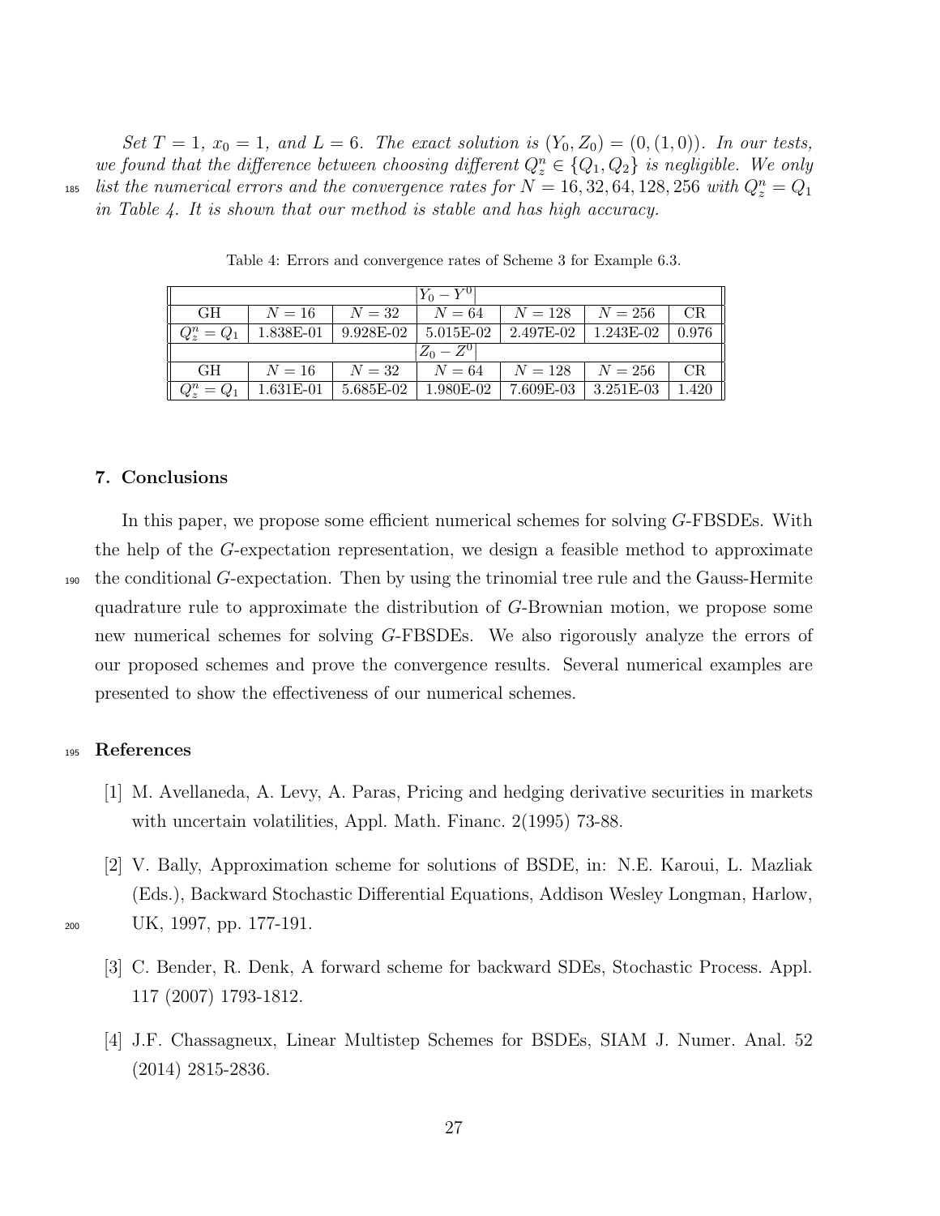*Set $T = 1$, $x_0 = 1$, and $L = 6$. The exact solution is $(Y_0, Z_0) = (0, (1, 0))$. In our tests, we found that the difference between choosing different $Q_z^n \in \{Q_1, Q_2\}$ is negligible. We only list the numerical errors and the convergence rates for $N = 16, 32, 64, 128, 256$ with $Q_z^n = Q_1$ in Table 4. It is shown that our method is stable and has high accuracy.*

Table 4: Errors and convergence rates of Scheme 3 for Example 6.3.

| | | | $\|Y_0 - Y^0\|$ | | | |
|---|---|---|---|---|---|---|
| GH | $N = 16$ | $N = 32$ | $N = 64$ | $N = 128$ | $N = 256$ | CR |
| $Q_z^n = Q_1$ | 1.838E-01 | 9.928E-02 | 5.015E-02 | 2.497E-02 | 1.243E-02 | 0.976 |
| | | | $\|Z_0 - Z^0\|$ | | | |
| GH | $N = 16$ | $N = 32$ | $N = 64$ | $N = 128$ | $N = 256$ | CR |
| $Q_z^n = Q_1$ | 1.631E-01 | 5.685E-02 | 1.980E-02 | 7.609E-03 | 3.251E-03 | 1.420 |

## 7. Conclusions

In this paper, we propose some efficient numerical schemes for solving $G$-FBSDEs. With the help of the $G$-expectation representation, we design a feasible method to approximate the conditional $G$-expectation. Then by using the trinomial tree rule and the Gauss-Hermite quadrature rule to approximate the distribution of $G$-Brownian motion, we propose some new numerical schemes for solving $G$-FBSDEs. We also rigorously analyze the errors of our proposed schemes and prove the convergence results. Several numerical examples are presented to show the effectiveness of our numerical schemes.

## References

[1] M. Avellaneda, A. Levy, A. Paras, Pricing and hedging derivative securities in markets with uncertain volatilities, Appl. Math. Financ. 2(1995) 73-88.

[2] V. Bally, Approximation scheme for solutions of BSDE, in: N.E. Karoui, L. Mazliak (Eds.), Backward Stochastic Differential Equations, Addison Wesley Longman, Harlow, UK, 1997, pp. 177-191.

[3] C. Bender, R. Denk, A forward scheme for backward SDEs, Stochastic Process. Appl. 117 (2007) 1793-1812.

[4] J.F. Chassagneux, Linear Multistep Schemes for BSDEs, SIAM J. Numer. Anal. 52 (2014) 2815-2836.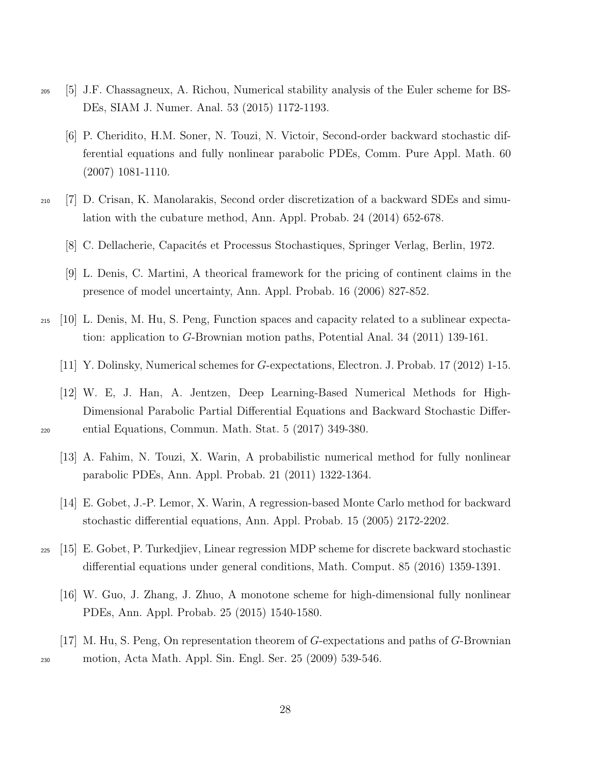[5] J.F. Chassagneux, A. Richou, Numerical stability analysis of the Euler scheme for BSDEs, SIAM J. Numer. Anal. 53 (2015) 1172-1193.

[6] P. Cheridito, H.M. Soner, N. Touzi, N. Victoir, Second-order backward stochastic differential equations and fully nonlinear parabolic PDEs, Comm. Pure Appl. Math. 60 (2007) 1081-1110.

[7] D. Crisan, K. Manolarakis, Second order discretization of a backward SDEs and simulation with the cubature method, Ann. Appl. Probab. 24 (2014) 652-678.

[8] C. Dellacherie, Capacités et Processus Stochastiques, Springer Verlag, Berlin, 1972.

[9] L. Denis, C. Martini, A theorical framework for the pricing of continent claims in the presence of model uncertainty, Ann. Appl. Probab. 16 (2006) 827-852.

[10] L. Denis, M. Hu, S. Peng, Function spaces and capacity related to a sublinear expectation: application to $G$-Brownian motion paths, Potential Anal. 34 (2011) 139-161.

[11] Y. Dolinsky, Numerical schemes for $G$-expectations, Electron. J. Probab. 17 (2012) 1-15.

[12] W. E, J. Han, A. Jentzen, Deep Learning-Based Numerical Methods for High-Dimensional Parabolic Partial Differential Equations and Backward Stochastic Differential Equations, Commun. Math. Stat. 5 (2017) 349-380.

[13] A. Fahim, N. Touzi, X. Warin, A probabilistic numerical method for fully nonlinear parabolic PDEs, Ann. Appl. Probab. 21 (2011) 1322-1364.

[14] E. Gobet, J.-P. Lemor, X. Warin, A regression-based Monte Carlo method for backward stochastic differential equations, Ann. Appl. Probab. 15 (2005) 2172-2202.

[15] E. Gobet, P. Turkedjiev, Linear regression MDP scheme for discrete backward stochastic differential equations under general conditions, Math. Comput. 85 (2016) 1359-1391.

[16] W. Guo, J. Zhang, J. Zhuo, A monotone scheme for high-dimensional fully nonlinear PDEs, Ann. Appl. Probab. 25 (2015) 1540-1580.

[17] M. Hu, S. Peng, On representation theorem of $G$-expectations and paths of $G$-Brownian motion, Acta Math. Appl. Sin. Engl. Ser. 25 (2009) 539-546.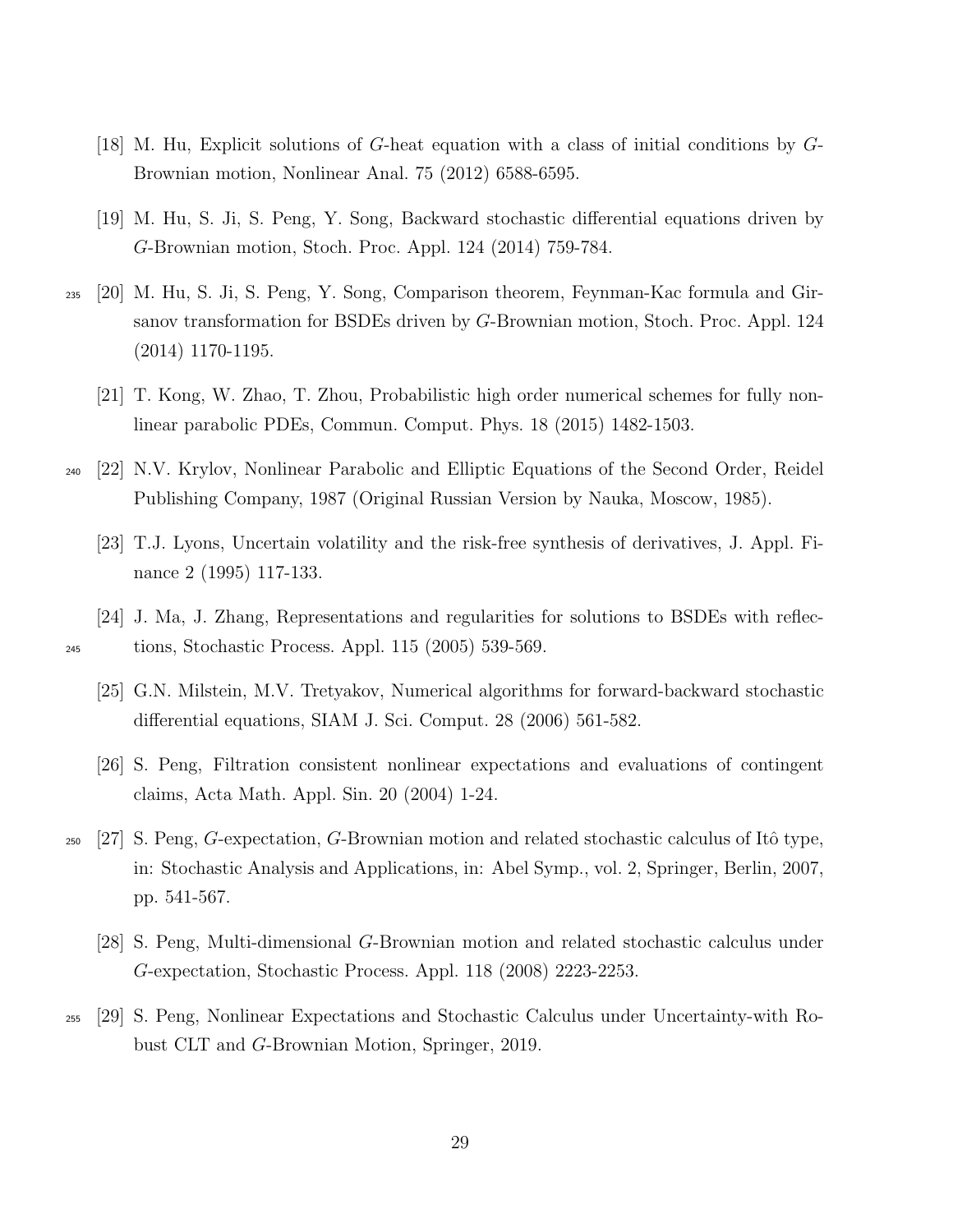[18] M. Hu, Explicit solutions of $G$-heat equation with a class of initial conditions by $G$-Brownian motion, Nonlinear Anal. 75 (2012) 6588-6595.

[19] M. Hu, S. Ji, S. Peng, Y. Song, Backward stochastic differential equations driven by $G$-Brownian motion, Stoch. Proc. Appl. 124 (2014) 759-784.

[20] M. Hu, S. Ji, S. Peng, Y. Song, Comparison theorem, Feynman-Kac formula and Girsanov transformation for BSDEs driven by $G$-Brownian motion, Stoch. Proc. Appl. 124 (2014) 1170-1195.

[21] T. Kong, W. Zhao, T. Zhou, Probabilistic high order numerical schemes for fully nonlinear parabolic PDEs, Commun. Comput. Phys. 18 (2015) 1482-1503.

[22] N.V. Krylov, Nonlinear Parabolic and Elliptic Equations of the Second Order, Reidel Publishing Company, 1987 (Original Russian Version by Nauka, Moscow, 1985).

[23] T.J. Lyons, Uncertain volatility and the risk-free synthesis of derivatives, J. Appl. Finance 2 (1995) 117-133.

[24] J. Ma, J. Zhang, Representations and regularities for solutions to BSDEs with reflections, Stochastic Process. Appl. 115 (2005) 539-569.

[25] G.N. Milstein, M.V. Tretyakov, Numerical algorithms for forward-backward stochastic differential equations, SIAM J. Sci. Comput. 28 (2006) 561-582.

[26] S. Peng, Filtration consistent nonlinear expectations and evaluations of contingent claims, Acta Math. Appl. Sin. 20 (2004) 1-24.

[27] S. Peng, $G$-expectation, $G$-Brownian motion and related stochastic calculus of Itô type, in: Stochastic Analysis and Applications, in: Abel Symp., vol. 2, Springer, Berlin, 2007, pp. 541-567.

[28] S. Peng, Multi-dimensional $G$-Brownian motion and related stochastic calculus under $G$-expectation, Stochastic Process. Appl. 118 (2008) 2223-2253.

[29] S. Peng, Nonlinear Expectations and Stochastic Calculus under Uncertainty-with Robust CLT and $G$-Brownian Motion, Springer, 2019.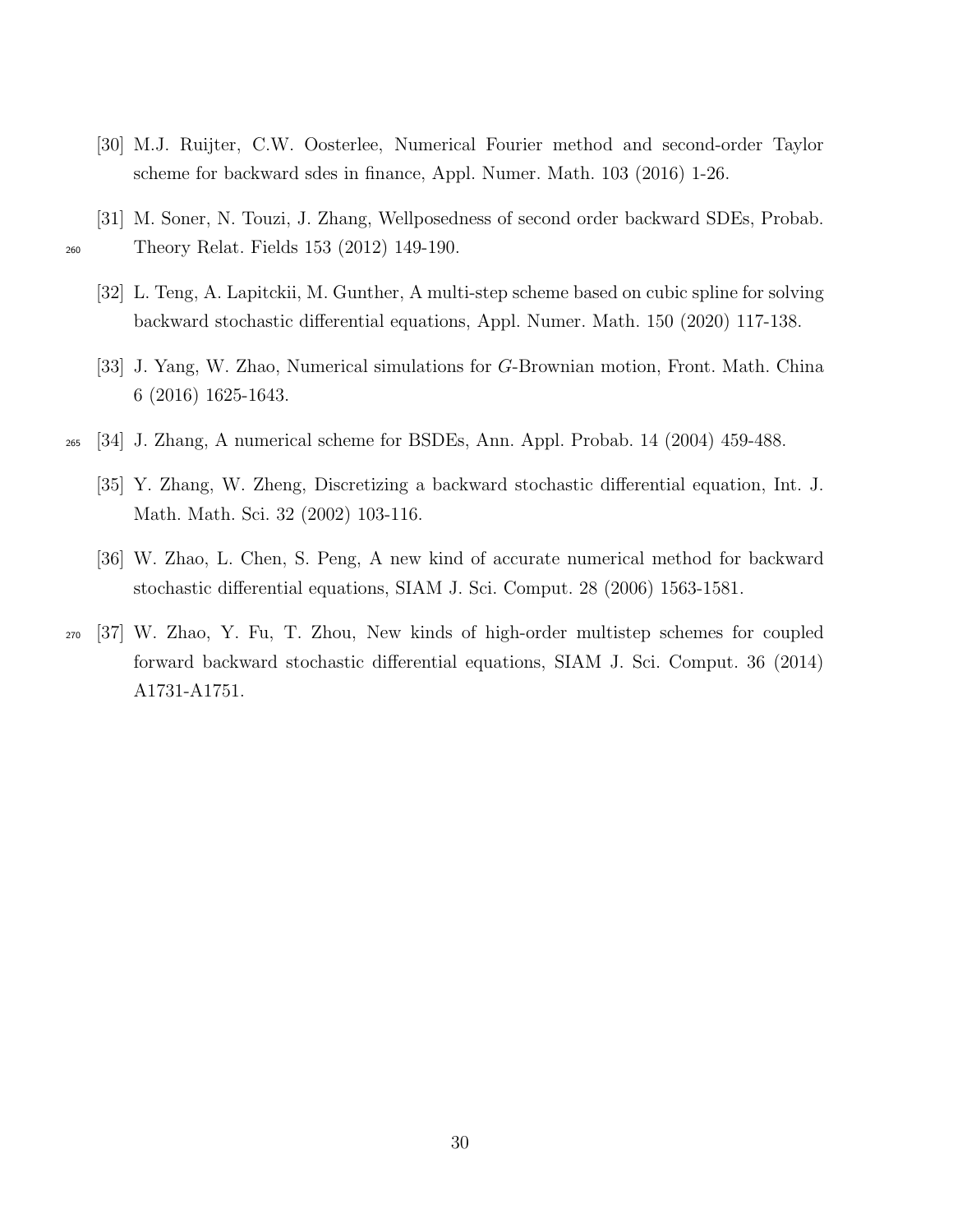[30] M.J. Ruijter, C.W. Oosterlee, Numerical Fourier method and second-order Taylor scheme for backward sdes in finance, Appl. Numer. Math. 103 (2016) 1-26.

[31] M. Soner, N. Touzi, J. Zhang, Wellposedness of second order backward SDEs, Probab. Theory Relat. Fields 153 (2012) 149-190.

[32] L. Teng, A. Lapitckii, M. Gunther, A multi-step scheme based on cubic spline for solving backward stochastic differential equations, Appl. Numer. Math. 150 (2020) 117-138.

[33] J. Yang, W. Zhao, Numerical simulations for $G$-Brownian motion, Front. Math. China 6 (2016) 1625-1643.

[34] J. Zhang, A numerical scheme for BSDEs, Ann. Appl. Probab. 14 (2004) 459-488.

[35] Y. Zhang, W. Zheng, Discretizing a backward stochastic differential equation, Int. J. Math. Math. Sci. 32 (2002) 103-116.

[36] W. Zhao, L. Chen, S. Peng, A new kind of accurate numerical method for backward stochastic differential equations, SIAM J. Sci. Comput. 28 (2006) 1563-1581.

[37] W. Zhao, Y. Fu, T. Zhou, New kinds of high-order multistep schemes for coupled forward backward stochastic differential equations, SIAM J. Sci. Comput. 36 (2014) A1731-A1751.